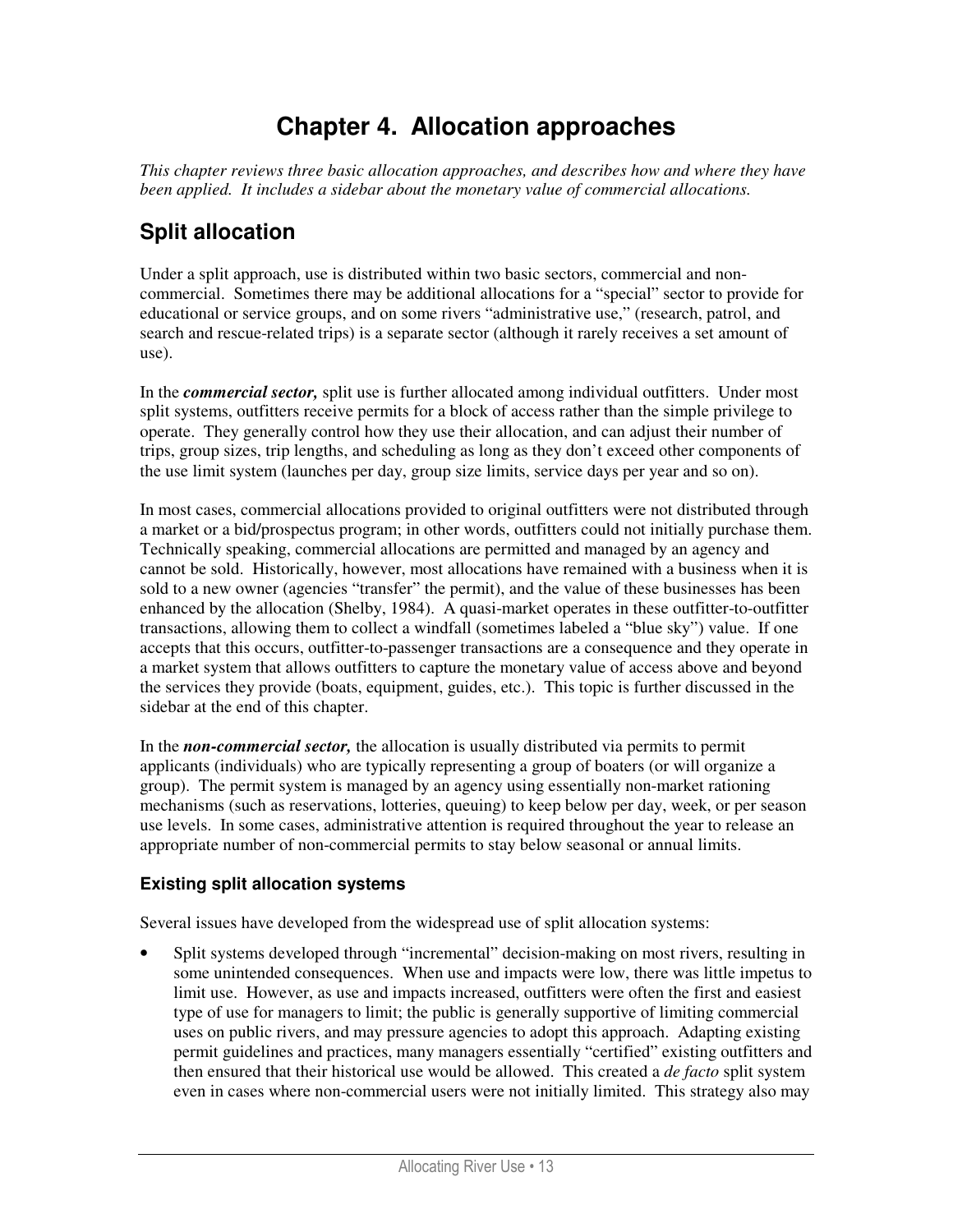# Chapter 4. Allocation approaches

*This chapter reviews three basic allocation approaches, and describes how and where they have been applied. It includes a sidebar about the monetary value of commercial allocations.*

## Split allocation

Under a split approach, use is distributed within two basic sectors, commercial and non-commercial. Sometimes there may be additional allocations for a "special" sector to provide for educational or service groups, and on some rivers "administrative use," (research, patrol, and search and rescue-related trips) is a separate sector (although it rarely receives a set amount of use).

In the ***commercial sector,*** split use is further allocated among individual outfitters. Under most split systems, outfitters receive permits for a block of access rather than the simple privilege to operate. They generally control how they use their allocation, and can adjust their number of trips, group sizes, trip lengths, and scheduling as long as they don't exceed other components of the use limit system (launches per day, group size limits, service days per year and so on).

In most cases, commercial allocations provided to original outfitters were not distributed through a market or a bid/prospectus program; in other words, outfitters could not initially purchase them. Technically speaking, commercial allocations are permitted and managed by an agency and cannot be sold. Historically, however, most allocations have remained with a business when it is sold to a new owner (agencies "transfer" the permit), and the value of these businesses has been enhanced by the allocation (Shelby, 1984). A quasi-market operates in these outfitter-to-outfitter transactions, allowing them to collect a windfall (sometimes labeled a "blue sky") value. If one accepts that this occurs, outfitter-to-passenger transactions are a consequence and they operate in a market system that allows outfitters to capture the monetary value of access above and beyond the services they provide (boats, equipment, guides, etc.). This topic is further discussed in the sidebar at the end of this chapter.

In the ***non-commercial sector,*** the allocation is usually distributed via permits to permit applicants (individuals) who are typically representing a group of boaters (or will organize a group). The permit system is managed by an agency using essentially non-market rationing mechanisms (such as reservations, lotteries, queuing) to keep below per day, week, or per season use levels. In some cases, administrative attention is required throughout the year to release an appropriate number of non-commercial permits to stay below seasonal or annual limits.

### Existing split allocation systems

Several issues have developed from the widespread use of split allocation systems:

- Split systems developed through "incremental" decision-making on most rivers, resulting in some unintended consequences. When use and impacts were low, there was little impetus to limit use. However, as use and impacts increased, outfitters were often the first and easiest type of use for managers to limit; the public is generally supportive of limiting commercial uses on public rivers, and may pressure agencies to adopt this approach. Adapting existing permit guidelines and practices, many managers essentially "certified" existing outfitters and then ensured that their historical use would be allowed. This created a *de facto* split system even in cases where non-commercial users were not initially limited. This strategy also may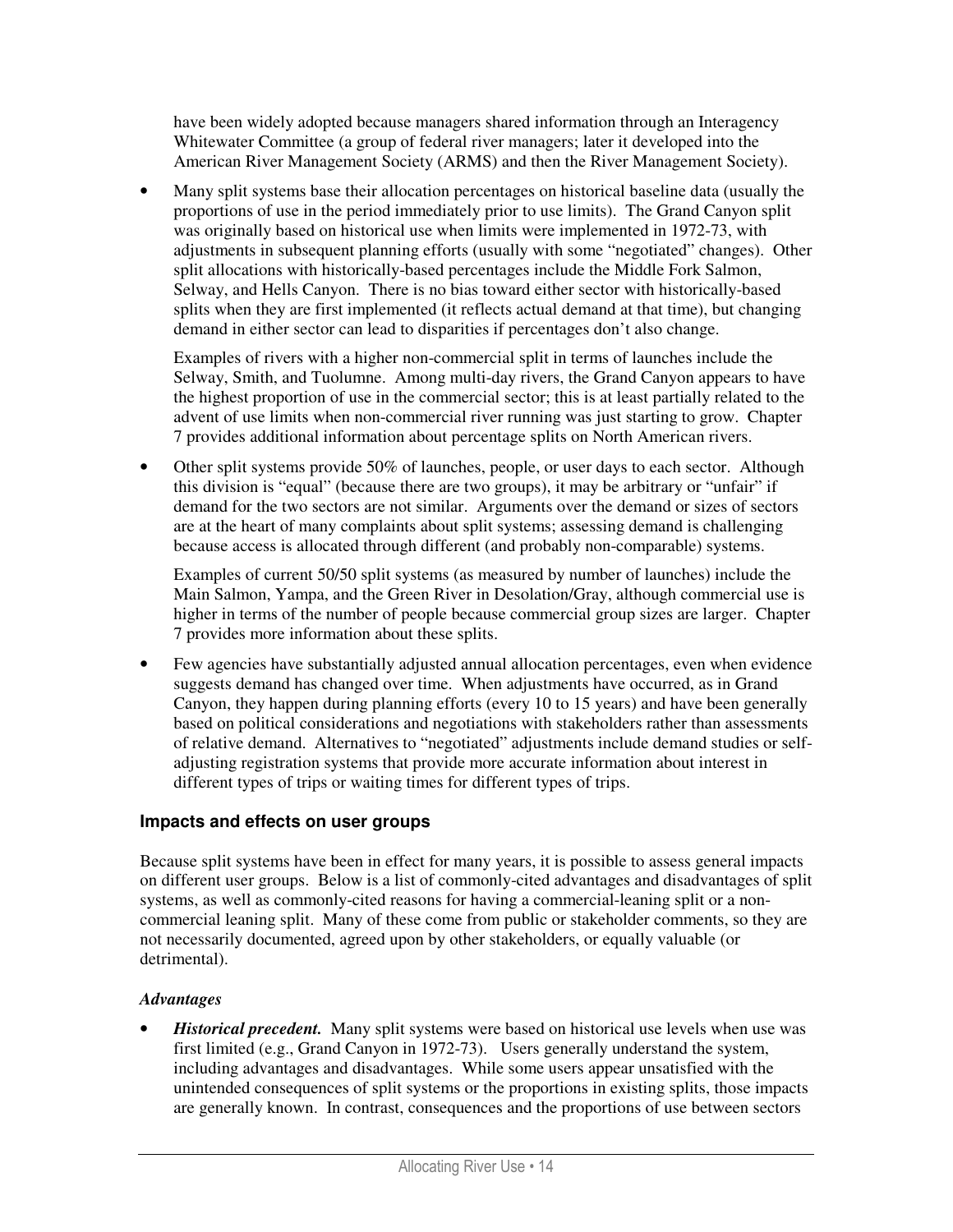have been widely adopted because managers shared information through an Interagency Whitewater Committee (a group of federal river managers; later it developed into the American River Management Society (ARMS) and then the River Management Society).

- Many split systems base their allocation percentages on historical baseline data (usually the proportions of use in the period immediately prior to use limits). The Grand Canyon split was originally based on historical use when limits were implemented in 1972-73, with adjustments in subsequent planning efforts (usually with some "negotiated" changes). Other split allocations with historically-based percentages include the Middle Fork Salmon, Selway, and Hells Canyon. There is no bias toward either sector with historically-based splits when they are first implemented (it reflects actual demand at that time), but changing demand in either sector can lead to disparities if percentages don't also change.

  Examples of rivers with a higher non-commercial split in terms of launches include the Selway, Smith, and Tuolumne. Among multi-day rivers, the Grand Canyon appears to have the highest proportion of use in the commercial sector; this is at least partially related to the advent of use limits when non-commercial river running was just starting to grow. Chapter 7 provides additional information about percentage splits on North American rivers.

- Other split systems provide 50% of launches, people, or user days to each sector. Although this division is "equal" (because there are two groups), it may be arbitrary or "unfair" if demand for the two sectors are not similar. Arguments over the demand or sizes of sectors are at the heart of many complaints about split systems; assessing demand is challenging because access is allocated through different (and probably non-comparable) systems.

  Examples of current 50/50 split systems (as measured by number of launches) include the Main Salmon, Yampa, and the Green River in Desolation/Gray, although commercial use is higher in terms of the number of people because commercial group sizes are larger. Chapter 7 provides more information about these splits.

- Few agencies have substantially adjusted annual allocation percentages, even when evidence suggests demand has changed over time. When adjustments have occurred, as in Grand Canyon, they happen during planning efforts (every 10 to 15 years) and have been generally based on political considerations and negotiations with stakeholders rather than assessments of relative demand. Alternatives to "negotiated" adjustments include demand studies or self-adjusting registration systems that provide more accurate information about interest in different types of trips or waiting times for different types of trips.

### Impacts and effects on user groups

Because split systems have been in effect for many years, it is possible to assess general impacts on different user groups. Below is a list of commonly-cited advantages and disadvantages of split systems, as well as commonly-cited reasons for having a commercial-leaning split or a non-commercial leaning split. Many of these come from public or stakeholder comments, so they are not necessarily documented, agreed upon by other stakeholders, or equally valuable (or detrimental).

#### *Advantages*

- ***Historical precedent.*** Many split systems were based on historical use levels when use was first limited (e.g., Grand Canyon in 1972-73). Users generally understand the system, including advantages and disadvantages. While some users appear unsatisfied with the unintended consequences of split systems or the proportions in existing splits, those impacts are generally known. In contrast, consequences and the proportions of use between sectors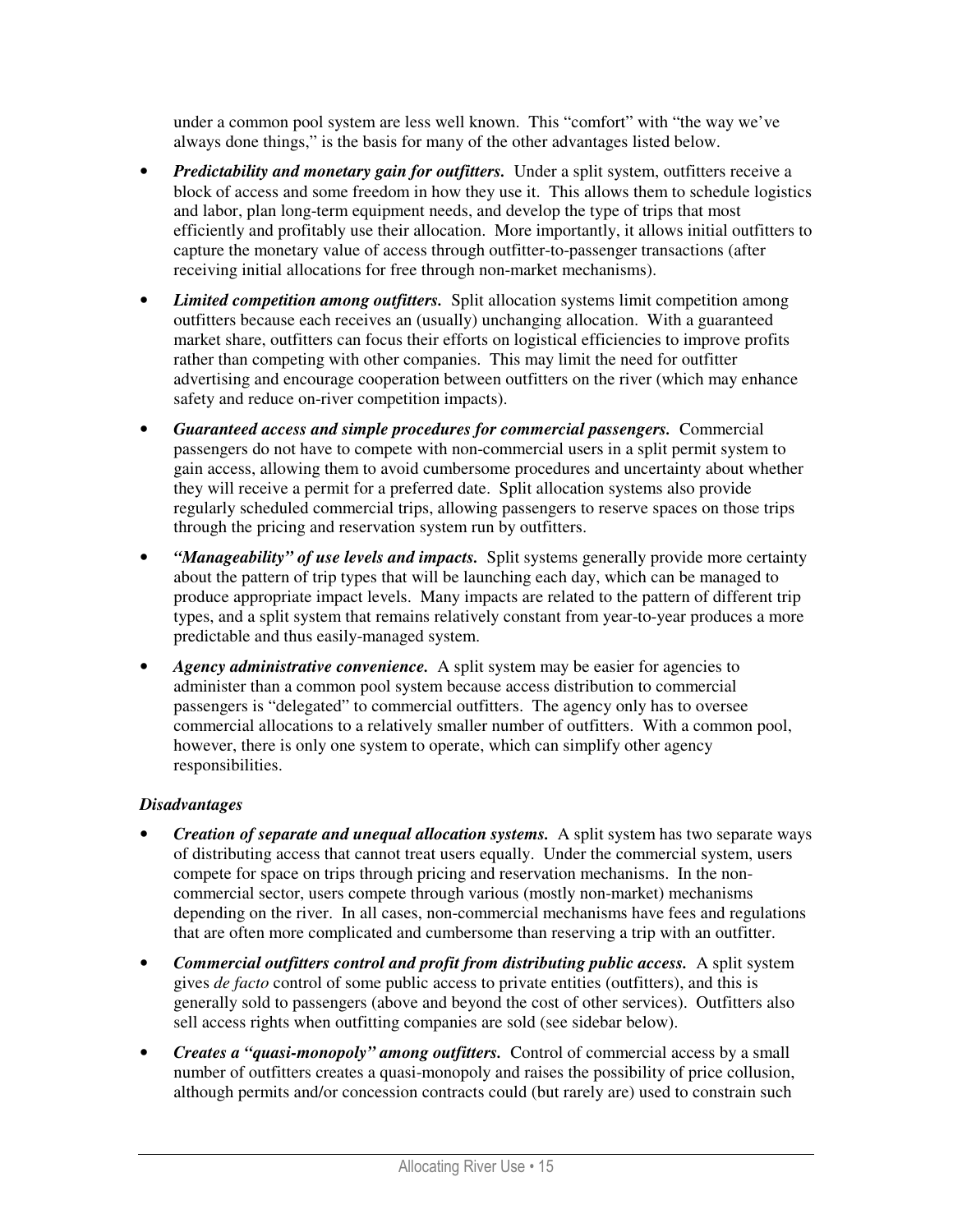under a common pool system are less well known. This "comfort" with "the way we've always done things," is the basis for many of the other advantages listed below.

- ***Predictability and monetary gain for outfitters.*** Under a split system, outfitters receive a block of access and some freedom in how they use it. This allows them to schedule logistics and labor, plan long-term equipment needs, and develop the type of trips that most efficiently and profitably use their allocation. More importantly, it allows initial outfitters to capture the monetary value of access through outfitter-to-passenger transactions (after receiving initial allocations for free through non-market mechanisms).
- ***Limited competition among outfitters.*** Split allocation systems limit competition among outfitters because each receives an (usually) unchanging allocation. With a guaranteed market share, outfitters can focus their efforts on logistical efficiencies to improve profits rather than competing with other companies. This may limit the need for outfitter advertising and encourage cooperation between outfitters on the river (which may enhance safety and reduce on-river competition impacts).
- ***Guaranteed access and simple procedures for commercial passengers.*** Commercial passengers do not have to compete with non-commercial users in a split permit system to gain access, allowing them to avoid cumbersome procedures and uncertainty about whether they will receive a permit for a preferred date. Split allocation systems also provide regularly scheduled commercial trips, allowing passengers to reserve spaces on those trips through the pricing and reservation system run by outfitters.
- ***"Manageability" of use levels and impacts.*** Split systems generally provide more certainty about the pattern of trip types that will be launching each day, which can be managed to produce appropriate impact levels. Many impacts are related to the pattern of different trip types, and a split system that remains relatively constant from year-to-year produces a more predictable and thus easily-managed system.
- ***Agency administrative convenience.*** A split system may be easier for agencies to administer than a common pool system because access distribution to commercial passengers is "delegated" to commercial outfitters. The agency only has to oversee commercial allocations to a relatively smaller number of outfitters. With a common pool, however, there is only one system to operate, which can simplify other agency responsibilities.

### *Disadvantages*

- ***Creation of separate and unequal allocation systems.*** A split system has two separate ways of distributing access that cannot treat users equally. Under the commercial system, users compete for space on trips through pricing and reservation mechanisms. In the non-commercial sector, users compete through various (mostly non-market) mechanisms depending on the river. In all cases, non-commercial mechanisms have fees and regulations that are often more complicated and cumbersome than reserving a trip with an outfitter.
- ***Commercial outfitters control and profit from distributing public access.*** A split system gives *de facto* control of some public access to private entities (outfitters), and this is generally sold to passengers (above and beyond the cost of other services). Outfitters also sell access rights when outfitting companies are sold (see sidebar below).
- ***Creates a "quasi-monopoly" among outfitters.*** Control of commercial access by a small number of outfitters creates a quasi-monopoly and raises the possibility of price collusion, although permits and/or concession contracts could (but rarely are) used to constrain such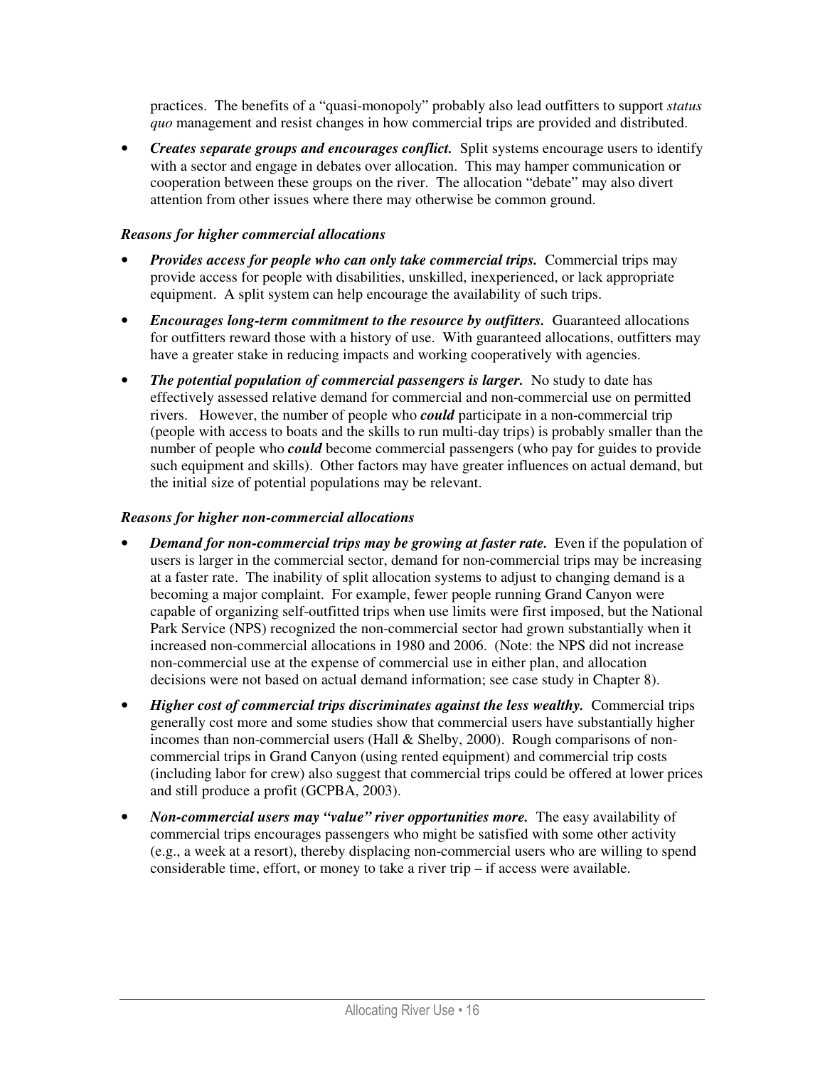practices. The benefits of a "quasi-monopoly" probably also lead outfitters to support *status quo* management and resist changes in how commercial trips are provided and distributed.

- ***Creates separate groups and encourages conflict.*** Split systems encourage users to identify with a sector and engage in debates over allocation. This may hamper communication or cooperation between these groups on the river. The allocation "debate" may also divert attention from other issues where there may otherwise be common ground.

***Reasons for higher commercial allocations***

- ***Provides access for people who can only take commercial trips.*** Commercial trips may provide access for people with disabilities, unskilled, inexperienced, or lack appropriate equipment. A split system can help encourage the availability of such trips.
- ***Encourages long-term commitment to the resource by outfitters.*** Guaranteed allocations for outfitters reward those with a history of use. With guaranteed allocations, outfitters may have a greater stake in reducing impacts and working cooperatively with agencies.
- ***The potential population of commercial passengers is larger.*** No study to date has effectively assessed relative demand for commercial and non-commercial use on permitted rivers. However, the number of people who ***could*** participate in a non-commercial trip (people with access to boats and the skills to run multi-day trips) is probably smaller than the number of people who ***could*** become commercial passengers (who pay for guides to provide such equipment and skills). Other factors may have greater influences on actual demand, but the initial size of potential populations may be relevant.

***Reasons for higher non-commercial allocations***

- ***Demand for non-commercial trips may be growing at faster rate.*** Even if the population of users is larger in the commercial sector, demand for non-commercial trips may be increasing at a faster rate. The inability of split allocation systems to adjust to changing demand is a becoming a major complaint. For example, fewer people running Grand Canyon were capable of organizing self-outfitted trips when use limits were first imposed, but the National Park Service (NPS) recognized the non-commercial sector had grown substantially when it increased non-commercial allocations in 1980 and 2006. (Note: the NPS did not increase non-commercial use at the expense of commercial use in either plan, and allocation decisions were not based on actual demand information; see case study in Chapter 8).
- ***Higher cost of commercial trips discriminates against the less wealthy.*** Commercial trips generally cost more and some studies show that commercial users have substantially higher incomes than non-commercial users (Hall & Shelby, 2000). Rough comparisons of non-commercial trips in Grand Canyon (using rented equipment) and commercial trip costs (including labor for crew) also suggest that commercial trips could be offered at lower prices and still produce a profit (GCPBA, 2003).
- ***Non-commercial users may "value" river opportunities more.*** The easy availability of commercial trips encourages passengers who might be satisfied with some other activity (e.g., a week at a resort), thereby displacing non-commercial users who are willing to spend considerable time, effort, or money to take a river trip – if access were available.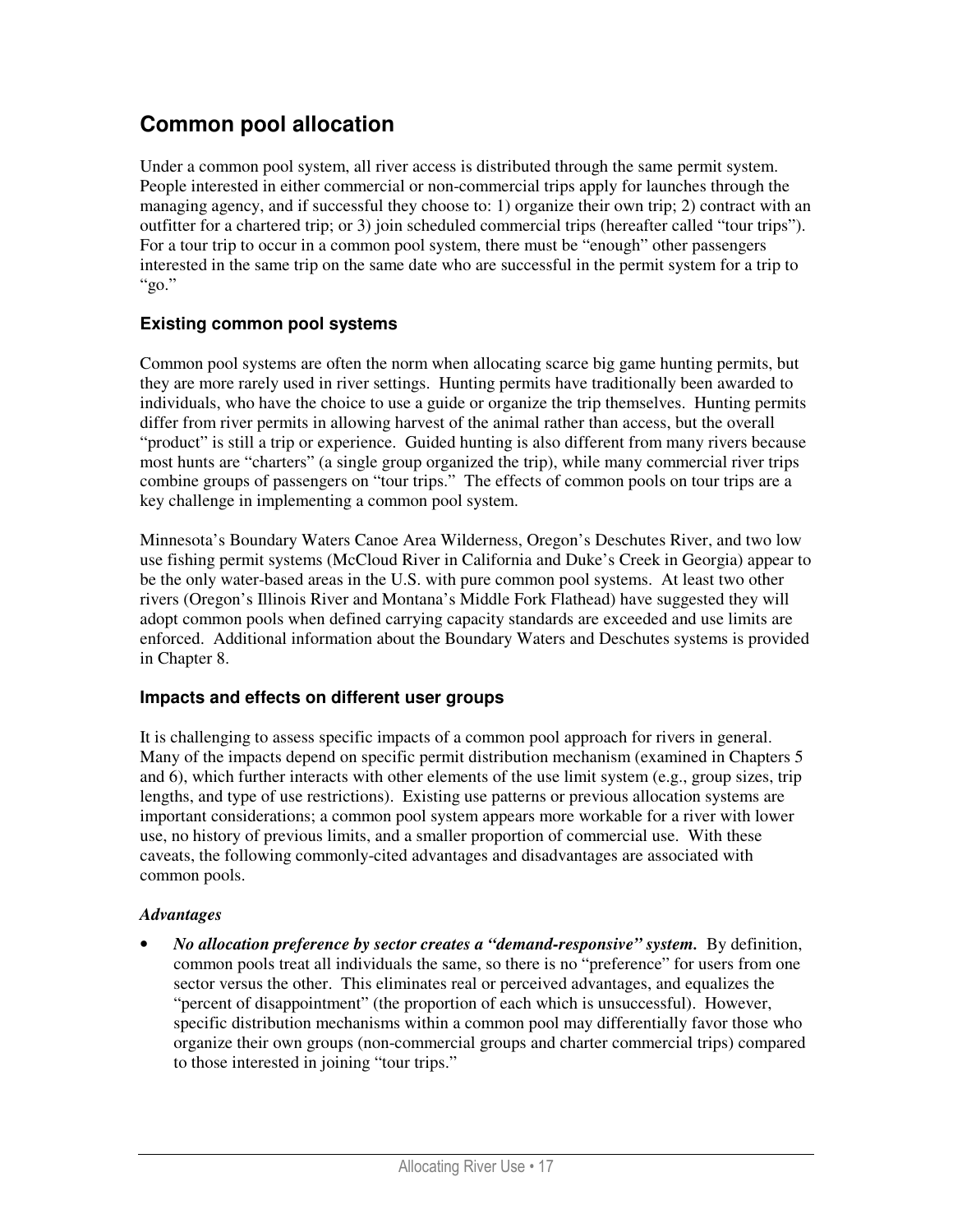## Common pool allocation

Under a common pool system, all river access is distributed through the same permit system. People interested in either commercial or non-commercial trips apply for launches through the managing agency, and if successful they choose to: 1) organize their own trip; 2) contract with an outfitter for a chartered trip; or 3) join scheduled commercial trips (hereafter called "tour trips"). For a tour trip to occur in a common pool system, there must be "enough" other passengers interested in the same trip on the same date who are successful in the permit system for a trip to "go."

### Existing common pool systems

Common pool systems are often the norm when allocating scarce big game hunting permits, but they are more rarely used in river settings. Hunting permits have traditionally been awarded to individuals, who have the choice to use a guide or organize the trip themselves. Hunting permits differ from river permits in allowing harvest of the animal rather than access, but the overall "product" is still a trip or experience. Guided hunting is also different from many rivers because most hunts are "charters" (a single group organized the trip), while many commercial river trips combine groups of passengers on "tour trips." The effects of common pools on tour trips are a key challenge in implementing a common pool system.

Minnesota's Boundary Waters Canoe Area Wilderness, Oregon's Deschutes River, and two low use fishing permit systems (McCloud River in California and Duke's Creek in Georgia) appear to be the only water-based areas in the U.S. with pure common pool systems. At least two other rivers (Oregon's Illinois River and Montana's Middle Fork Flathead) have suggested they will adopt common pools when defined carrying capacity standards are exceeded and use limits are enforced. Additional information about the Boundary Waters and Deschutes systems is provided in Chapter 8.

### Impacts and effects on different user groups

It is challenging to assess specific impacts of a common pool approach for rivers in general. Many of the impacts depend on specific permit distribution mechanism (examined in Chapters 5 and 6), which further interacts with other elements of the use limit system (e.g., group sizes, trip lengths, and type of use restrictions). Existing use patterns or previous allocation systems are important considerations; a common pool system appears more workable for a river with lower use, no history of previous limits, and a smaller proportion of commercial use. With these caveats, the following commonly-cited advantages and disadvantages are associated with common pools.

***Advantages***

- ***No allocation preference by sector creates a "demand-responsive" system.*** By definition, common pools treat all individuals the same, so there is no "preference" for users from one sector versus the other. This eliminates real or perceived advantages, and equalizes the "percent of disappointment" (the proportion of each which is unsuccessful). However, specific distribution mechanisms within a common pool may differentially favor those who organize their own groups (non-commercial groups and charter commercial trips) compared to those interested in joining "tour trips."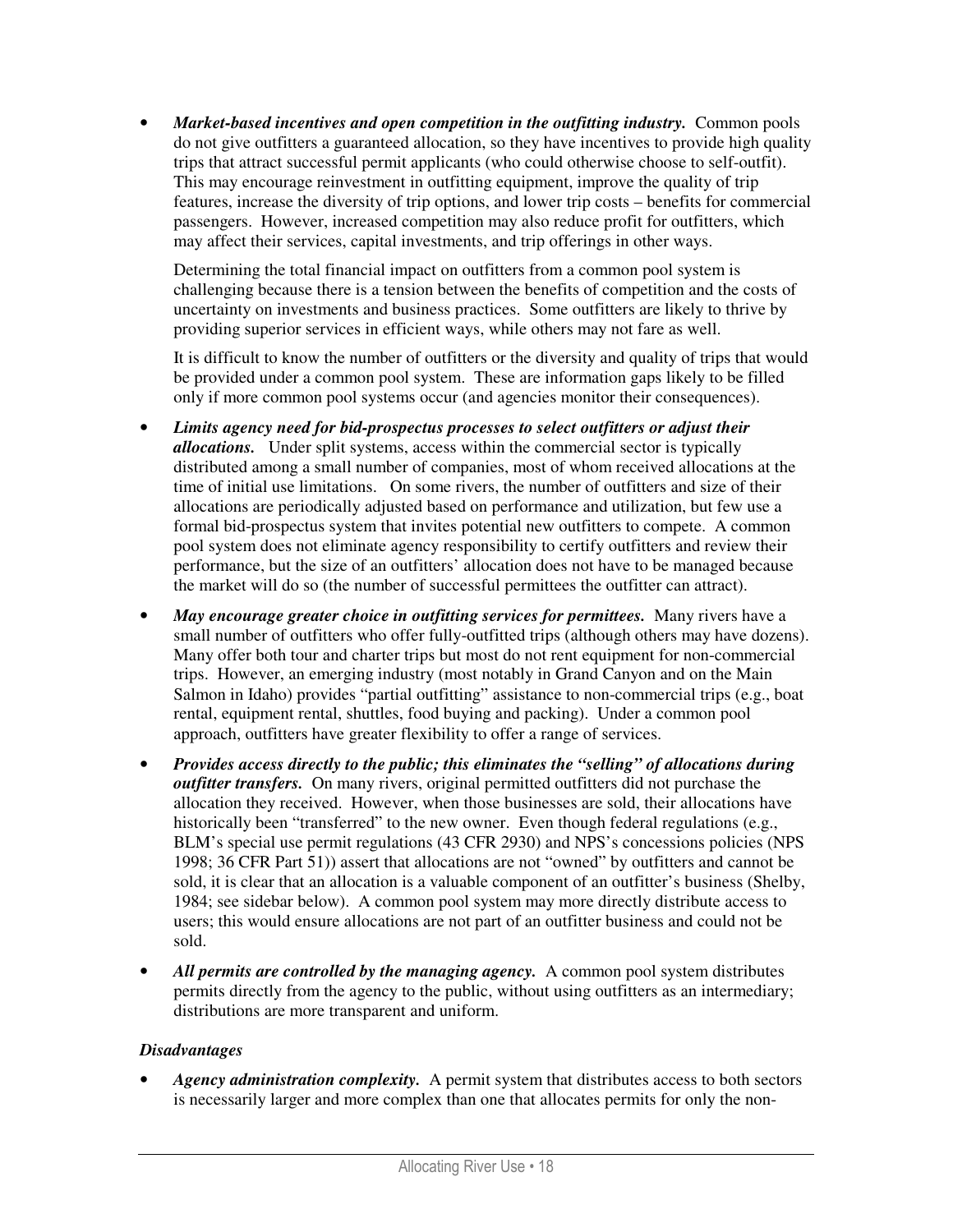- ***Market-based incentives and open competition in the outfitting industry.*** Common pools do not give outfitters a guaranteed allocation, so they have incentives to provide high quality trips that attract successful permit applicants (who could otherwise choose to self-outfit). This may encourage reinvestment in outfitting equipment, improve the quality of trip features, increase the diversity of trip options, and lower trip costs – benefits for commercial passengers. However, increased competition may also reduce profit for outfitters, which may affect their services, capital investments, and trip offerings in other ways.

  Determining the total financial impact on outfitters from a common pool system is challenging because there is a tension between the benefits of competition and the costs of uncertainty on investments and business practices. Some outfitters are likely to thrive by providing superior services in efficient ways, while others may not fare as well.

  It is difficult to know the number of outfitters or the diversity and quality of trips that would be provided under a common pool system. These are information gaps likely to be filled only if more common pool systems occur (and agencies monitor their consequences).

- ***Limits agency need for bid-prospectus processes to select outfitters or adjust their allocations.*** Under split systems, access within the commercial sector is typically distributed among a small number of companies, most of whom received allocations at the time of initial use limitations. On some rivers, the number of outfitters and size of their allocations are periodically adjusted based on performance and utilization, but few use a formal bid-prospectus system that invites potential new outfitters to compete. A common pool system does not eliminate agency responsibility to certify outfitters and review their performance, but the size of an outfitters' allocation does not have to be managed because the market will do so (the number of successful permittees the outfitter can attract).

- ***May encourage greater choice in outfitting services for permittees.*** Many rivers have a small number of outfitters who offer fully-outfitted trips (although others may have dozens). Many offer both tour and charter trips but most do not rent equipment for non-commercial trips. However, an emerging industry (most notably in Grand Canyon and on the Main Salmon in Idaho) provides "partial outfitting" assistance to non-commercial trips (e.g., boat rental, equipment rental, shuttles, food buying and packing). Under a common pool approach, outfitters have greater flexibility to offer a range of services.

- ***Provides access directly to the public; this eliminates the "selling" of allocations during outfitter transfers.*** On many rivers, original permitted outfitters did not purchase the allocation they received. However, when those businesses are sold, their allocations have historically been "transferred" to the new owner. Even though federal regulations (e.g., BLM's special use permit regulations (43 CFR 2930) and NPS's concessions policies (NPS 1998; 36 CFR Part 51)) assert that allocations are not "owned" by outfitters and cannot be sold, it is clear that an allocation is a valuable component of an outfitter's business (Shelby, 1984; see sidebar below). A common pool system may more directly distribute access to users; this would ensure allocations are not part of an outfitter business and could not be sold.

- ***All permits are controlled by the managing agency.*** A common pool system distributes permits directly from the agency to the public, without using outfitters as an intermediary; distributions are more transparent and uniform.

### *Disadvantages*

- ***Agency administration complexity.*** A permit system that distributes access to both sectors is necessarily larger and more complex than one that allocates permits for only the non-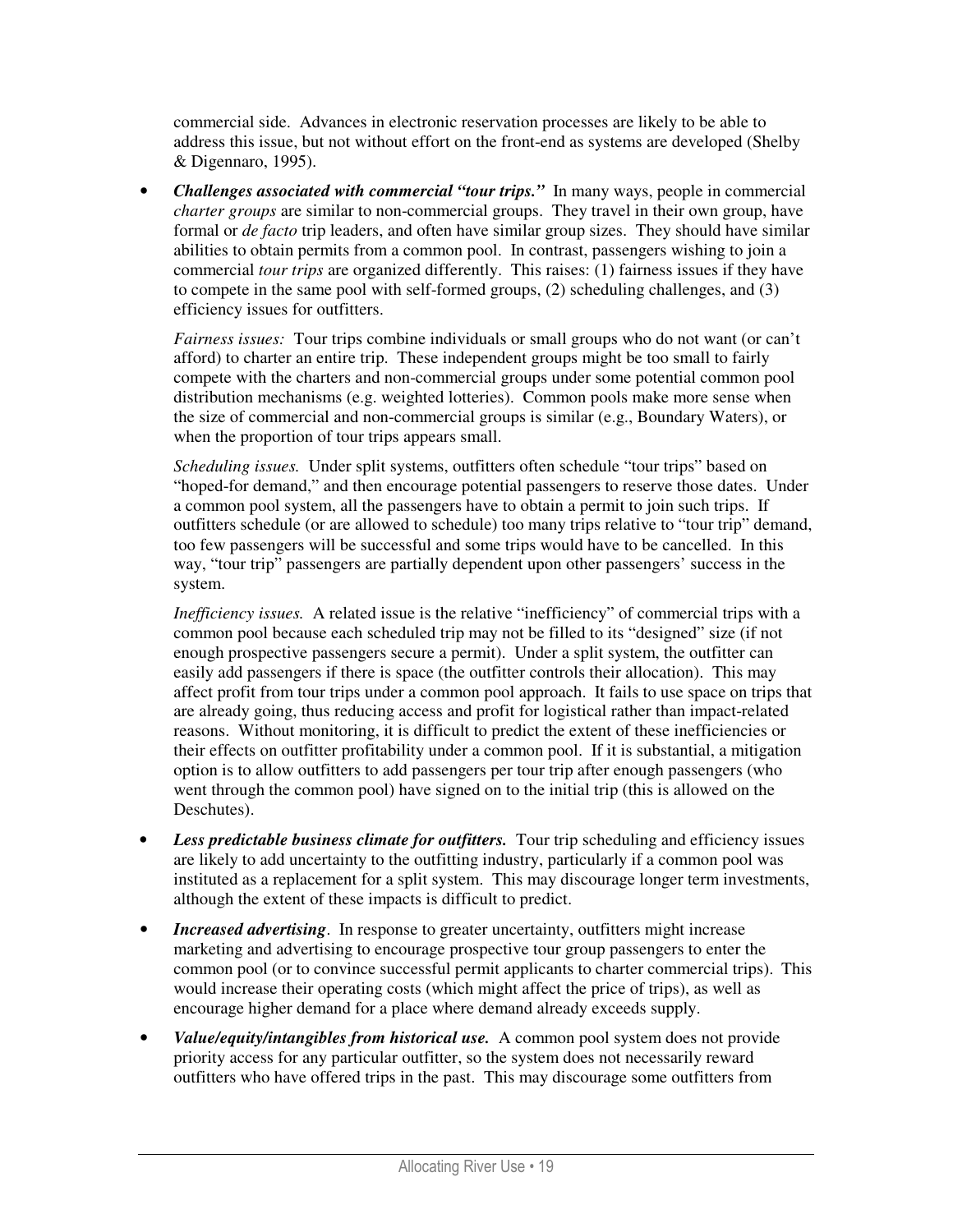commercial side. Advances in electronic reservation processes are likely to be able to address this issue, but not without effort on the front-end as systems are developed (Shelby & Digennaro, 1995).

- ***Challenges associated with commercial "tour trips."*** In many ways, people in commercial *charter groups* are similar to non-commercial groups. They travel in their own group, have formal or *de facto* trip leaders, and often have similar group sizes. They should have similar abilities to obtain permits from a common pool. In contrast, passengers wishing to join a commercial *tour trips* are organized differently. This raises: (1) fairness issues if they have to compete in the same pool with self-formed groups, (2) scheduling challenges, and (3) efficiency issues for outfitters.

  *Fairness issues:* Tour trips combine individuals or small groups who do not want (or can't afford) to charter an entire trip. These independent groups might be too small to fairly compete with the charters and non-commercial groups under some potential common pool distribution mechanisms (e.g. weighted lotteries). Common pools make more sense when the size of commercial and non-commercial groups is similar (e.g., Boundary Waters), or when the proportion of tour trips appears small.

  *Scheduling issues.* Under split systems, outfitters often schedule "tour trips" based on "hoped-for demand," and then encourage potential passengers to reserve those dates. Under a common pool system, all the passengers have to obtain a permit to join such trips. If outfitters schedule (or are allowed to schedule) too many trips relative to "tour trip" demand, too few passengers will be successful and some trips would have to be cancelled. In this way, "tour trip" passengers are partially dependent upon other passengers' success in the system.

  *Inefficiency issues.* A related issue is the relative "inefficiency" of commercial trips with a common pool because each scheduled trip may not be filled to its "designed" size (if not enough prospective passengers secure a permit). Under a split system, the outfitter can easily add passengers if there is space (the outfitter controls their allocation). This may affect profit from tour trips under a common pool approach. It fails to use space on trips that are already going, thus reducing access and profit for logistical rather than impact-related reasons. Without monitoring, it is difficult to predict the extent of these inefficiencies or their effects on outfitter profitability under a common pool. If it is substantial, a mitigation option is to allow outfitters to add passengers per tour trip after enough passengers (who went through the common pool) have signed on to the initial trip (this is allowed on the Deschutes).

- ***Less predictable business climate for outfitters.*** Tour trip scheduling and efficiency issues are likely to add uncertainty to the outfitting industry, particularly if a common pool was instituted as a replacement for a split system. This may discourage longer term investments, although the extent of these impacts is difficult to predict.

- ***Increased advertising***. In response to greater uncertainty, outfitters might increase marketing and advertising to encourage prospective tour group passengers to enter the common pool (or to convince successful permit applicants to charter commercial trips). This would increase their operating costs (which might affect the price of trips), as well as encourage higher demand for a place where demand already exceeds supply.

- ***Value/equity/intangibles from historical use.*** A common pool system does not provide priority access for any particular outfitter, so the system does not necessarily reward outfitters who have offered trips in the past. This may discourage some outfitters from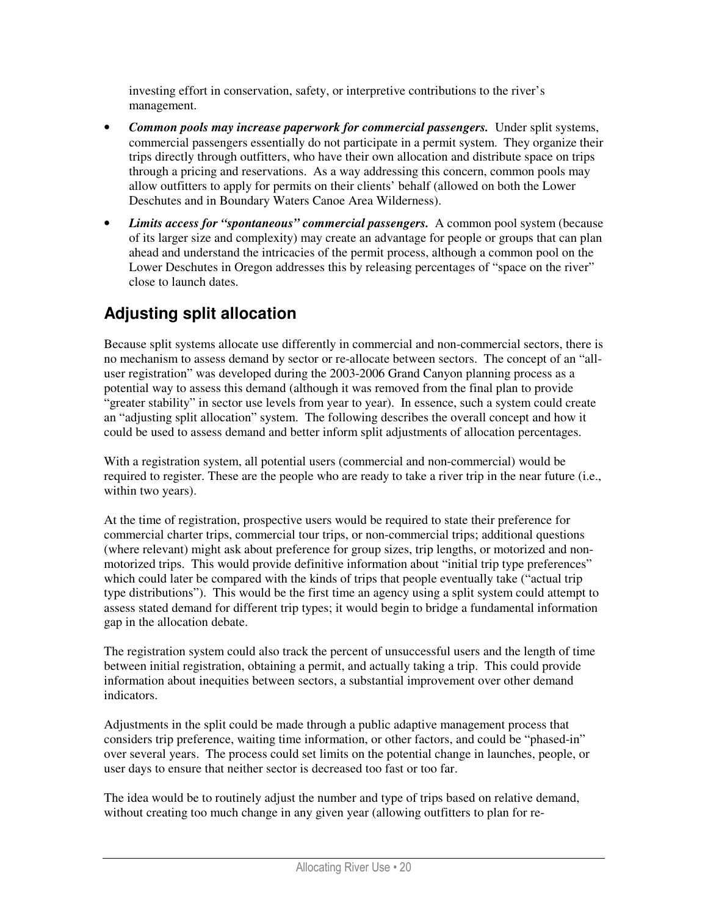investing effort in conservation, safety, or interpretive contributions to the river's management.

- ***Common pools may increase paperwork for commercial passengers.*** Under split systems, commercial passengers essentially do not participate in a permit system. They organize their trips directly through outfitters, who have their own allocation and distribute space on trips through a pricing and reservations. As a way addressing this concern, common pools may allow outfitters to apply for permits on their clients' behalf (allowed on both the Lower Deschutes and in Boundary Waters Canoe Area Wilderness).
- ***Limits access for "spontaneous" commercial passengers.*** A common pool system (because of its larger size and complexity) may create an advantage for people or groups that can plan ahead and understand the intricacies of the permit process, although a common pool on the Lower Deschutes in Oregon addresses this by releasing percentages of "space on the river" close to launch dates.

## Adjusting split allocation

Because split systems allocate use differently in commercial and non-commercial sectors, there is no mechanism to assess demand by sector or re-allocate between sectors. The concept of an "all-user registration" was developed during the 2003-2006 Grand Canyon planning process as a potential way to assess this demand (although it was removed from the final plan to provide "greater stability" in sector use levels from year to year). In essence, such a system could create an "adjusting split allocation" system. The following describes the overall concept and how it could be used to assess demand and better inform split adjustments of allocation percentages.

With a registration system, all potential users (commercial and non-commercial) would be required to register. These are the people who are ready to take a river trip in the near future (i.e., within two years).

At the time of registration, prospective users would be required to state their preference for commercial charter trips, commercial tour trips, or non-commercial trips; additional questions (where relevant) might ask about preference for group sizes, trip lengths, or motorized and non-motorized trips. This would provide definitive information about "initial trip type preferences" which could later be compared with the kinds of trips that people eventually take ("actual trip type distributions"). This would be the first time an agency using a split system could attempt to assess stated demand for different trip types; it would begin to bridge a fundamental information gap in the allocation debate.

The registration system could also track the percent of unsuccessful users and the length of time between initial registration, obtaining a permit, and actually taking a trip. This could provide information about inequities between sectors, a substantial improvement over other demand indicators.

Adjustments in the split could be made through a public adaptive management process that considers trip preference, waiting time information, or other factors, and could be "phased-in" over several years. The process could set limits on the potential change in launches, people, or user days to ensure that neither sector is decreased too fast or too far.

The idea would be to routinely adjust the number and type of trips based on relative demand, without creating too much change in any given year (allowing outfitters to plan for re-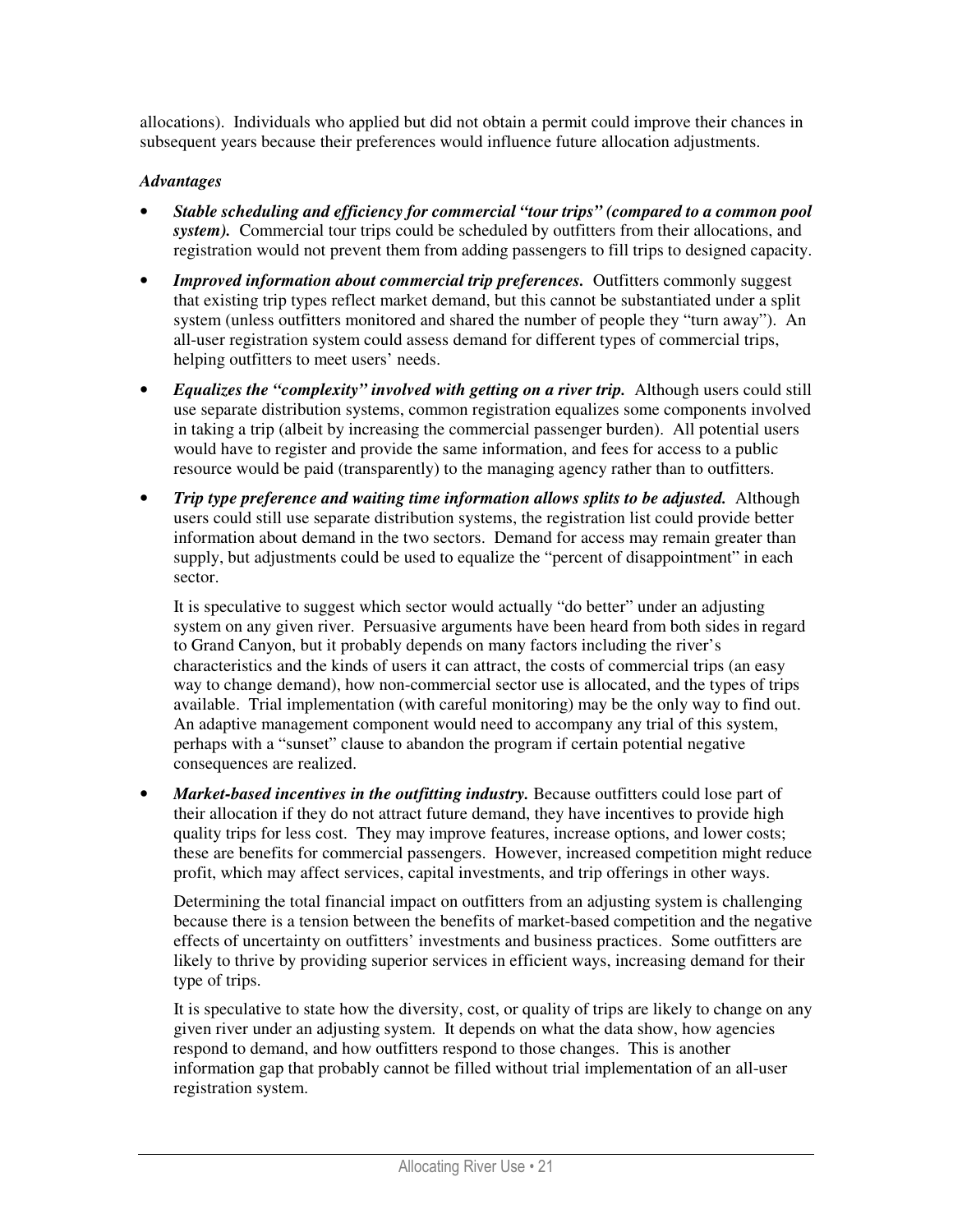allocations). Individuals who applied but did not obtain a permit could improve their chances in subsequent years because their preferences would influence future allocation adjustments.

*Advantages*

- ***Stable scheduling and efficiency for commercial "tour trips" (compared to a common pool system).*** Commercial tour trips could be scheduled by outfitters from their allocations, and registration would not prevent them from adding passengers to fill trips to designed capacity.
- ***Improved information about commercial trip preferences.*** Outfitters commonly suggest that existing trip types reflect market demand, but this cannot be substantiated under a split system (unless outfitters monitored and shared the number of people they "turn away"). An all-user registration system could assess demand for different types of commercial trips, helping outfitters to meet users' needs.
- ***Equalizes the "complexity" involved with getting on a river trip.*** Although users could still use separate distribution systems, common registration equalizes some components involved in taking a trip (albeit by increasing the commercial passenger burden). All potential users would have to register and provide the same information, and fees for access to a public resource would be paid (transparently) to the managing agency rather than to outfitters.
- ***Trip type preference and waiting time information allows splits to be adjusted.*** Although users could still use separate distribution systems, the registration list could provide better information about demand in the two sectors. Demand for access may remain greater than supply, but adjustments could be used to equalize the "percent of disappointment" in each sector.

  It is speculative to suggest which sector would actually "do better" under an adjusting system on any given river. Persuasive arguments have been heard from both sides in regard to Grand Canyon, but it probably depends on many factors including the river's characteristics and the kinds of users it can attract, the costs of commercial trips (an easy way to change demand), how non-commercial sector use is allocated, and the types of trips available. Trial implementation (with careful monitoring) may be the only way to find out. An adaptive management component would need to accompany any trial of this system, perhaps with a "sunset" clause to abandon the program if certain potential negative consequences are realized.

- ***Market-based incentives in the outfitting industry.*** Because outfitters could lose part of their allocation if they do not attract future demand, they have incentives to provide high quality trips for less cost. They may improve features, increase options, and lower costs; these are benefits for commercial passengers. However, increased competition might reduce profit, which may affect services, capital investments, and trip offerings in other ways.

  Determining the total financial impact on outfitters from an adjusting system is challenging because there is a tension between the benefits of market-based competition and the negative effects of uncertainty on outfitters' investments and business practices. Some outfitters are likely to thrive by providing superior services in efficient ways, increasing demand for their type of trips.

  It is speculative to state how the diversity, cost, or quality of trips are likely to change on any given river under an adjusting system. It depends on what the data show, how agencies respond to demand, and how outfitters respond to those changes. This is another information gap that probably cannot be filled without trial implementation of an all-user registration system.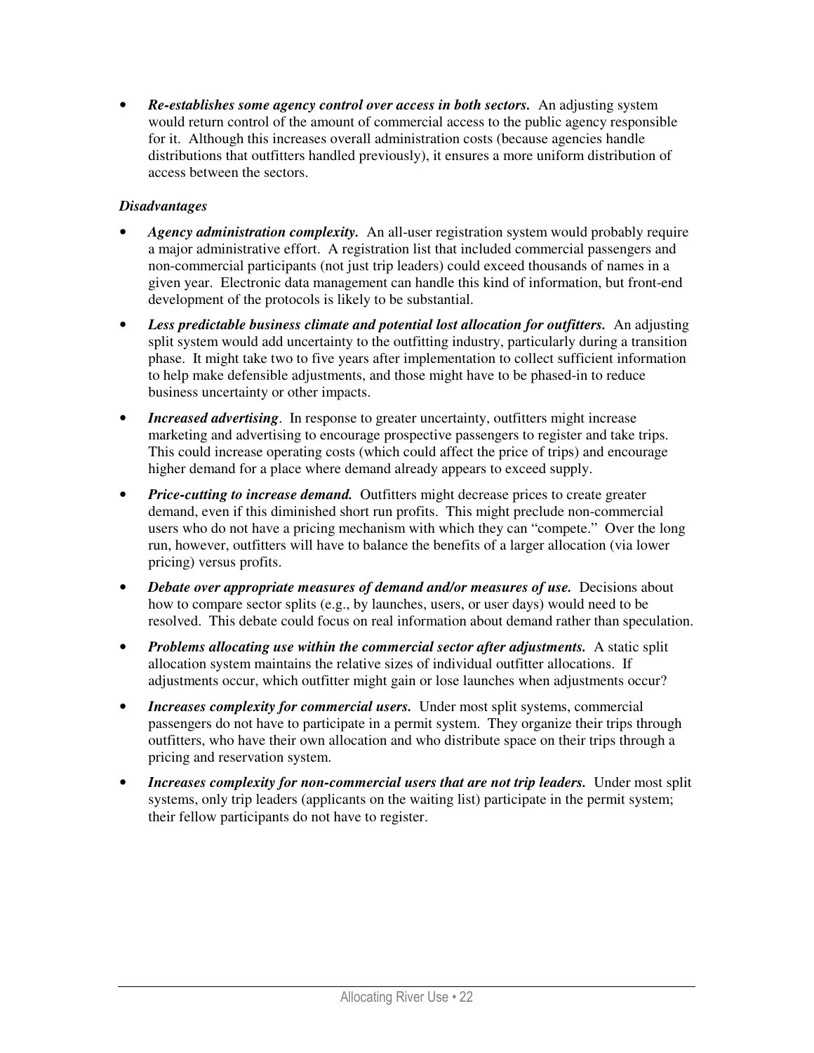- ***Re-establishes some agency control over access in both sectors.*** An adjusting system would return control of the amount of commercial access to the public agency responsible for it. Although this increases overall administration costs (because agencies handle distributions that outfitters handled previously), it ensures a more uniform distribution of access between the sectors.

*Disadvantages*

- ***Agency administration complexity.*** An all-user registration system would probably require a major administrative effort. A registration list that included commercial passengers and non-commercial participants (not just trip leaders) could exceed thousands of names in a given year. Electronic data management can handle this kind of information, but front-end development of the protocols is likely to be substantial.
- ***Less predictable business climate and potential lost allocation for outfitters.*** An adjusting split system would add uncertainty to the outfitting industry, particularly during a transition phase. It might take two to five years after implementation to collect sufficient information to help make defensible adjustments, and those might have to be phased-in to reduce business uncertainty or other impacts.
- ***Increased advertising***. In response to greater uncertainty, outfitters might increase marketing and advertising to encourage prospective passengers to register and take trips. This could increase operating costs (which could affect the price of trips) and encourage higher demand for a place where demand already appears to exceed supply.
- ***Price-cutting to increase demand.*** Outfitters might decrease prices to create greater demand, even if this diminished short run profits. This might preclude non-commercial users who do not have a pricing mechanism with which they can "compete." Over the long run, however, outfitters will have to balance the benefits of a larger allocation (via lower pricing) versus profits.
- ***Debate over appropriate measures of demand and/or measures of use.*** Decisions about how to compare sector splits (e.g., by launches, users, or user days) would need to be resolved. This debate could focus on real information about demand rather than speculation.
- ***Problems allocating use within the commercial sector after adjustments.*** A static split allocation system maintains the relative sizes of individual outfitter allocations. If adjustments occur, which outfitter might gain or lose launches when adjustments occur?
- ***Increases complexity for commercial users.*** Under most split systems, commercial passengers do not have to participate in a permit system. They organize their trips through outfitters, who have their own allocation and who distribute space on their trips through a pricing and reservation system.
- ***Increases complexity for non-commercial users that are not trip leaders.*** Under most split systems, only trip leaders (applicants on the waiting list) participate in the permit system; their fellow participants do not have to register.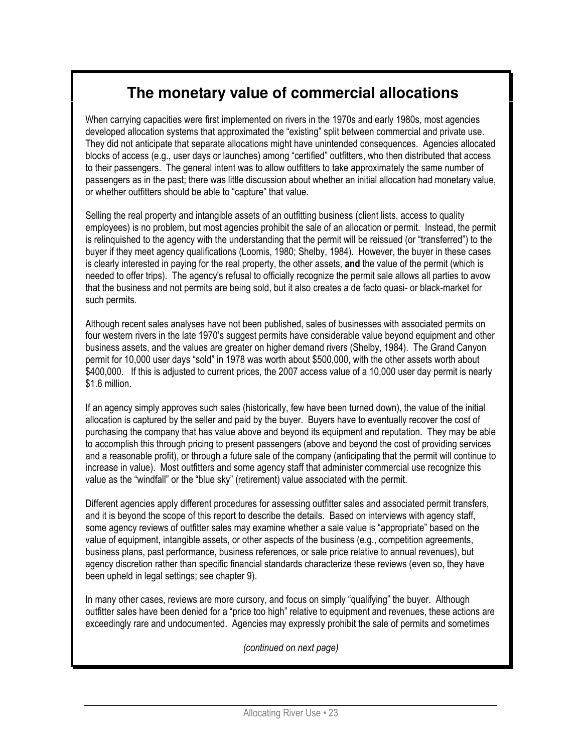## The monetary value of commercial allocations

When carrying capacities were first implemented on rivers in the 1970s and early 1980s, most agencies developed allocation systems that approximated the "existing" split between commercial and private use. They did not anticipate that separate allocations might have unintended consequences. Agencies allocated blocks of access (e.g., user days or launches) among "certified" outfitters, who then distributed that access to their passengers. The general intent was to allow outfitters to take approximately the same number of passengers as in the past; there was little discussion about whether an initial allocation had monetary value, or whether outfitters should be able to "capture" that value.

Selling the real property and intangible assets of an outfitting business (client lists, access to quality employees) is no problem, but most agencies prohibit the sale of an allocation or permit. Instead, the permit is relinquished to the agency with the understanding that the permit will be reissued (or "transferred") to the buyer if they meet agency qualifications (Loomis, 1980; Shelby, 1984). However, the buyer in these cases is clearly interested in paying for the real property, the other assets, **and** the value of the permit (which is needed to offer trips). The agency's refusal to officially recognize the permit sale allows all parties to avow that the business and not permits are being sold, but it also creates a de facto quasi- or black-market for such permits.

Although recent sales analyses have not been published, sales of businesses with associated permits on four western rivers in the late 1970's suggest permits have considerable value beyond equipment and other business assets, and the values are greater on higher demand rivers (Shelby, 1984). The Grand Canyon permit for 10,000 user days "sold" in 1978 was worth about $500,000, with the other assets worth about $400,000. If this is adjusted to current prices, the 2007 access value of a 10,000 user day permit is nearly $1.6 million.

If an agency simply approves such sales (historically, few have been turned down), the value of the initial allocation is captured by the seller and paid by the buyer. Buyers have to eventually recover the cost of purchasing the company that has value above and beyond its equipment and reputation. They may be able to accomplish this through pricing to present passengers (above and beyond the cost of providing services and a reasonable profit), or through a future sale of the company (anticipating that the permit will continue to increase in value). Most outfitters and some agency staff that administer commercial use recognize this value as the "windfall" or the "blue sky" (retirement) value associated with the permit.

Different agencies apply different procedures for assessing outfitter sales and associated permit transfers, and it is beyond the scope of this report to describe the details. Based on interviews with agency staff, some agency reviews of outfitter sales may examine whether a sale value is "appropriate" based on the value of equipment, intangible assets, or other aspects of the business (e.g., competition agreements, business plans, past performance, business references, or sale price relative to annual revenues), but agency discretion rather than specific financial standards characterize these reviews (even so, they have been upheld in legal settings; see chapter 9).

In many other cases, reviews are more cursory, and focus on simply "qualifying" the buyer. Although outfitter sales have been denied for a "price too high" relative to equipment and revenues, these actions are exceedingly rare and undocumented. Agencies may expressly prohibit the sale of permits and sometimes

*(continued on next page)*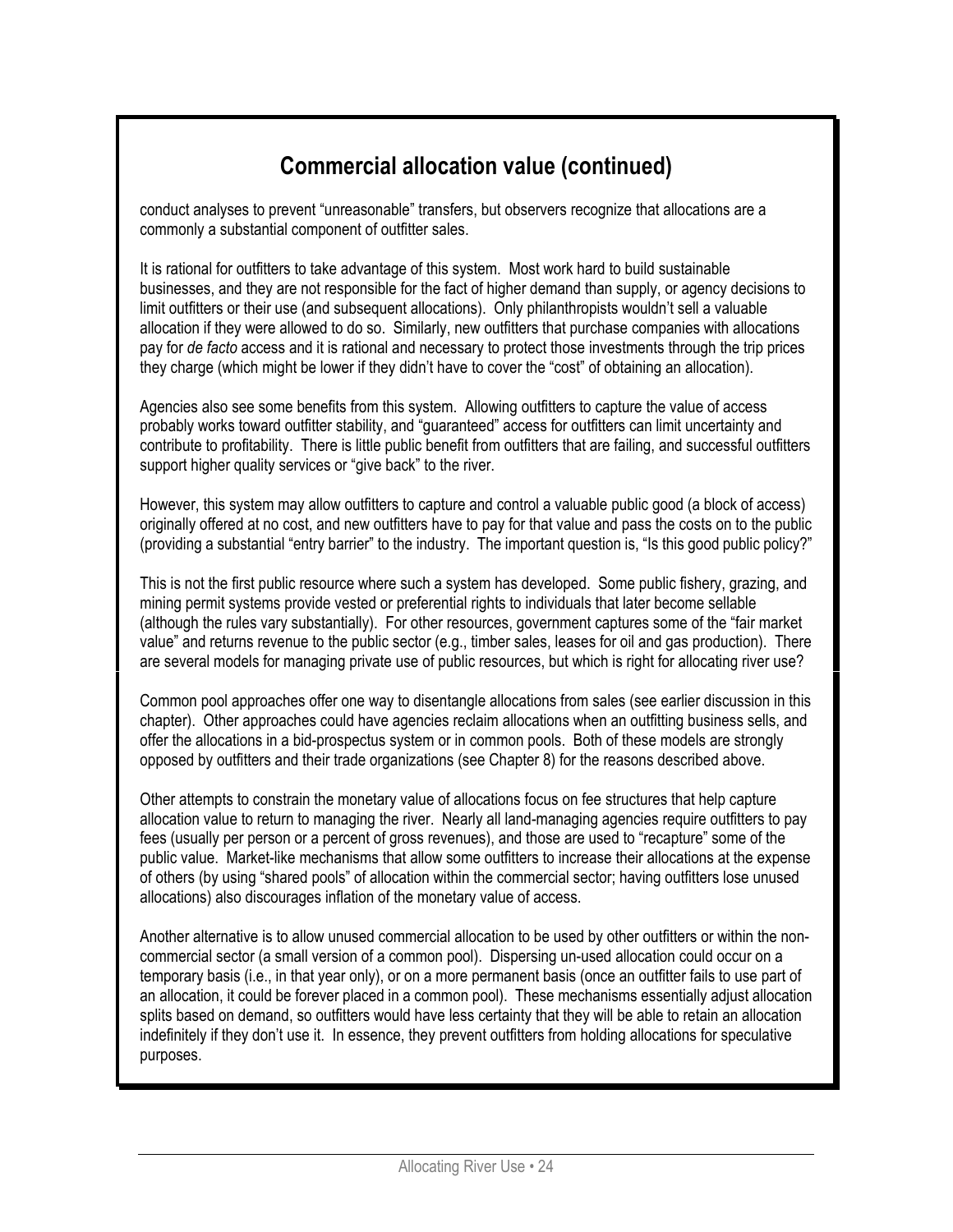## Commercial allocation value (continued)

conduct analyses to prevent "unreasonable" transfers, but observers recognize that allocations are a commonly a substantial component of outfitter sales.

It is rational for outfitters to take advantage of this system. Most work hard to build sustainable businesses, and they are not responsible for the fact of higher demand than supply, or agency decisions to limit outfitters or their use (and subsequent allocations). Only philanthropists wouldn't sell a valuable allocation if they were allowed to do so. Similarly, new outfitters that purchase companies with allocations pay for *de facto* access and it is rational and necessary to protect those investments through the trip prices they charge (which might be lower if they didn't have to cover the "cost" of obtaining an allocation).

Agencies also see some benefits from this system. Allowing outfitters to capture the value of access probably works toward outfitter stability, and "guaranteed" access for outfitters can limit uncertainty and contribute to profitability. There is little public benefit from outfitters that are failing, and successful outfitters support higher quality services or "give back" to the river.

However, this system may allow outfitters to capture and control a valuable public good (a block of access) originally offered at no cost, and new outfitters have to pay for that value and pass the costs on to the public (providing a substantial "entry barrier" to the industry. The important question is, "Is this good public policy?"

This is not the first public resource where such a system has developed. Some public fishery, grazing, and mining permit systems provide vested or preferential rights to individuals that later become sellable (although the rules vary substantially). For other resources, government captures some of the "fair market value" and returns revenue to the public sector (e.g., timber sales, leases for oil and gas production). There are several models for managing private use of public resources, but which is right for allocating river use?

Common pool approaches offer one way to disentangle allocations from sales (see earlier discussion in this chapter). Other approaches could have agencies reclaim allocations when an outfitting business sells, and offer the allocations in a bid-prospectus system or in common pools. Both of these models are strongly opposed by outfitters and their trade organizations (see Chapter 8) for the reasons described above.

Other attempts to constrain the monetary value of allocations focus on fee structures that help capture allocation value to return to managing the river. Nearly all land-managing agencies require outfitters to pay fees (usually per person or a percent of gross revenues), and those are used to "recapture" some of the public value. Market-like mechanisms that allow some outfitters to increase their allocations at the expense of others (by using "shared pools" of allocation within the commercial sector; having outfitters lose unused allocations) also discourages inflation of the monetary value of access.

Another alternative is to allow unused commercial allocation to be used by other outfitters or within the non-commercial sector (a small version of a common pool). Dispersing un-used allocation could occur on a temporary basis (i.e., in that year only), or on a more permanent basis (once an outfitter fails to use part of an allocation, it could be forever placed in a common pool). These mechanisms essentially adjust allocation splits based on demand, so outfitters would have less certainty that they will be able to retain an allocation indefinitely if they don't use it. In essence, they prevent outfitters from holding allocations for speculative purposes.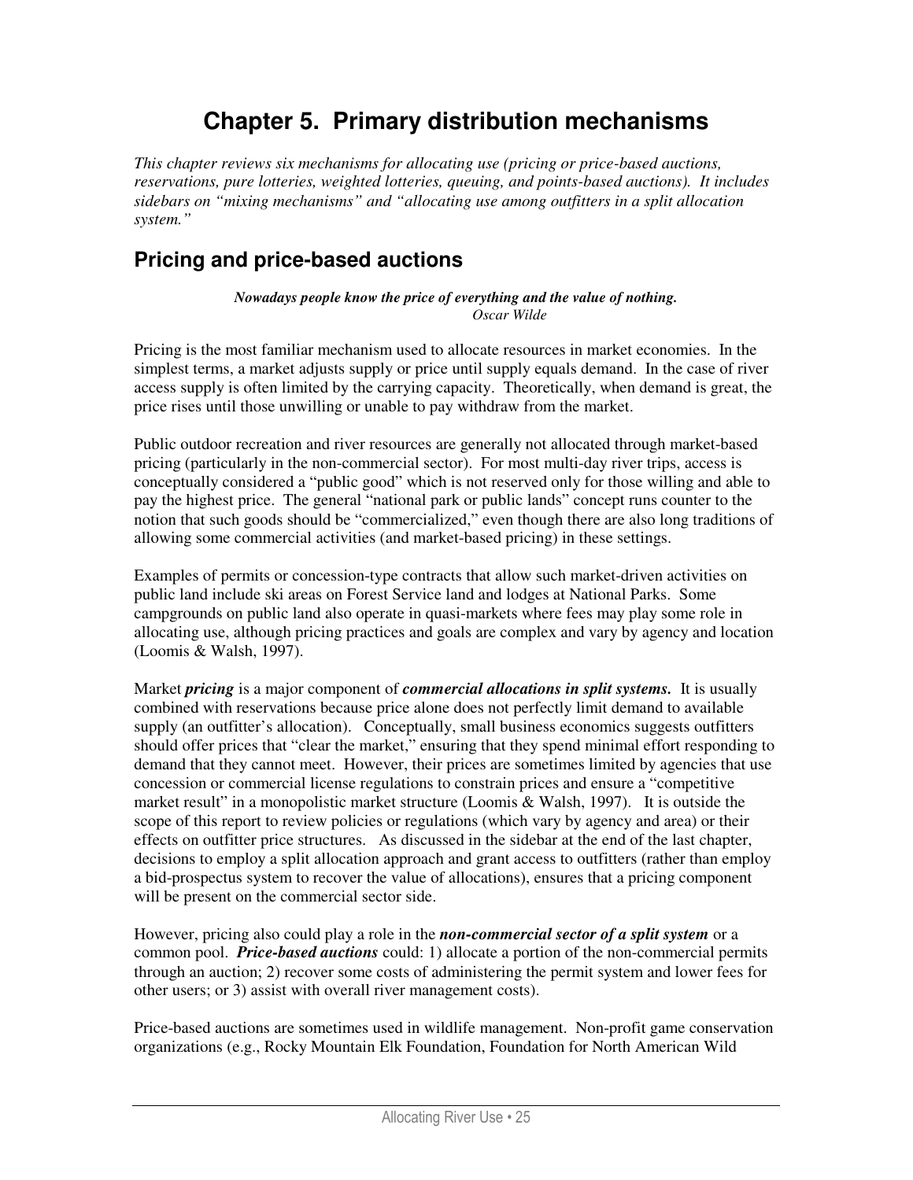# Chapter 5. Primary distribution mechanisms

*This chapter reviews six mechanisms for allocating use (pricing or price-based auctions, reservations, pure lotteries, weighted lotteries, queuing, and points-based auctions). It includes sidebars on "mixing mechanisms" and "allocating use among outfitters in a split allocation system."*

## Pricing and price-based auctions

> ***Nowadays people know the price of everything and the value of nothing.***
> *Oscar Wilde*

Pricing is the most familiar mechanism used to allocate resources in market economies. In the simplest terms, a market adjusts supply or price until supply equals demand. In the case of river access supply is often limited by the carrying capacity. Theoretically, when demand is great, the price rises until those unwilling or unable to pay withdraw from the market.

Public outdoor recreation and river resources are generally not allocated through market-based pricing (particularly in the non-commercial sector). For most multi-day river trips, access is conceptually considered a "public good" which is not reserved only for those willing and able to pay the highest price. The general "national park or public lands" concept runs counter to the notion that such goods should be "commercialized," even though there are also long traditions of allowing some commercial activities (and market-based pricing) in these settings.

Examples of permits or concession-type contracts that allow such market-driven activities on public land include ski areas on Forest Service land and lodges at National Parks. Some campgrounds on public land also operate in quasi-markets where fees may play some role in allocating use, although pricing practices and goals are complex and vary by agency and location (Loomis & Walsh, 1997).

Market ***pricing*** is a major component of ***commercial allocations in split systems.*** It is usually combined with reservations because price alone does not perfectly limit demand to available supply (an outfitter's allocation). Conceptually, small business economics suggests outfitters should offer prices that "clear the market," ensuring that they spend minimal effort responding to demand that they cannot meet. However, their prices are sometimes limited by agencies that use concession or commercial license regulations to constrain prices and ensure a "competitive market result" in a monopolistic market structure (Loomis & Walsh, 1997). It is outside the scope of this report to review policies or regulations (which vary by agency and area) or their effects on outfitter price structures. As discussed in the sidebar at the end of the last chapter, decisions to employ a split allocation approach and grant access to outfitters (rather than employ a bid-prospectus system to recover the value of allocations), ensures that a pricing component will be present on the commercial sector side.

However, pricing also could play a role in the ***non-commercial sector of a split system*** or a common pool. ***Price-based auctions*** could: 1) allocate a portion of the non-commercial permits through an auction; 2) recover some costs of administering the permit system and lower fees for other users; or 3) assist with overall river management costs).

Price-based auctions are sometimes used in wildlife management. Non-profit game conservation organizations (e.g., Rocky Mountain Elk Foundation, Foundation for North American Wild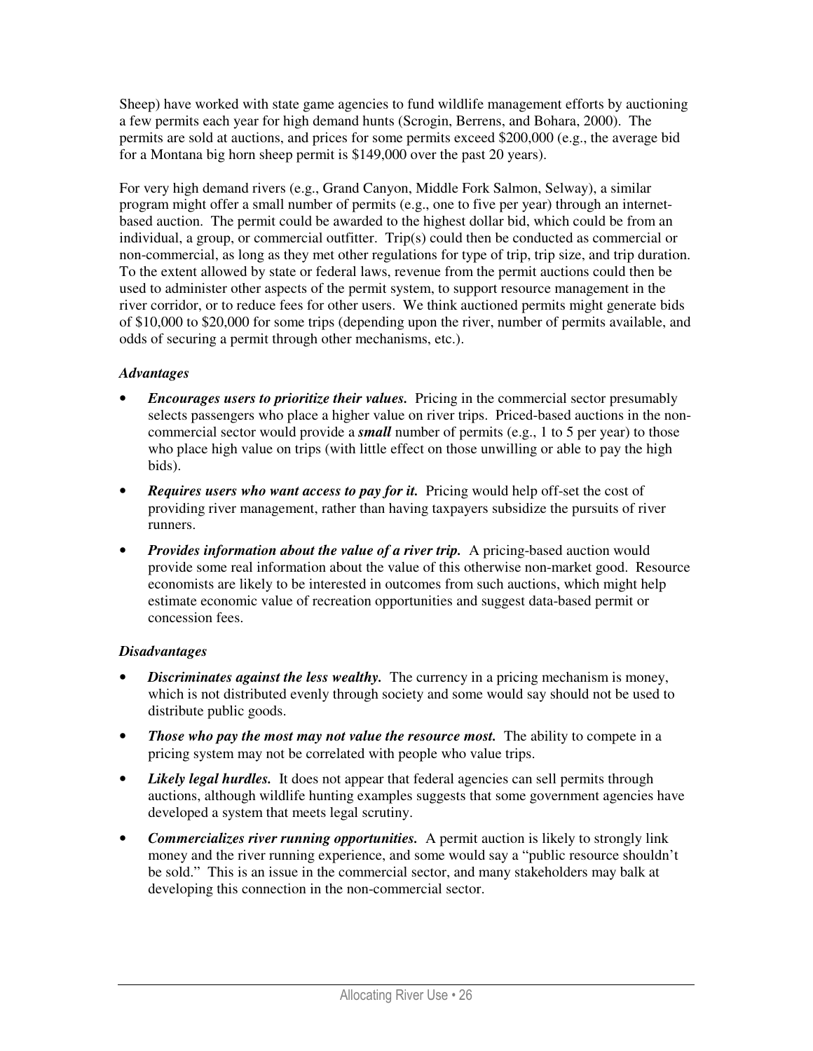Sheep) have worked with state game agencies to fund wildlife management efforts by auctioning a few permits each year for high demand hunts (Scrogin, Berrens, and Bohara, 2000). The permits are sold at auctions, and prices for some permits exceed $200,000 (e.g., the average bid for a Montana big horn sheep permit is $149,000 over the past 20 years).

For very high demand rivers (e.g., Grand Canyon, Middle Fork Salmon, Selway), a similar program might offer a small number of permits (e.g., one to five per year) through an internet-based auction. The permit could be awarded to the highest dollar bid, which could be from an individual, a group, or commercial outfitter. Trip(s) could then be conducted as commercial or non-commercial, as long as they met other regulations for type of trip, trip size, and trip duration. To the extent allowed by state or federal laws, revenue from the permit auctions could then be used to administer other aspects of the permit system, to support resource management in the river corridor, or to reduce fees for other users. We think auctioned permits might generate bids of $10,000 to $20,000 for some trips (depending upon the river, number of permits available, and odds of securing a permit through other mechanisms, etc.).

***Advantages***

- ***Encourages users to prioritize their values.*** Pricing in the commercial sector presumably selects passengers who place a higher value on river trips. Priced-based auctions in the non-commercial sector would provide a ***small*** number of permits (e.g., 1 to 5 per year) to those who place high value on trips (with little effect on those unwilling or able to pay the high bids).
- ***Requires users who want access to pay for it.*** Pricing would help off-set the cost of providing river management, rather than having taxpayers subsidize the pursuits of river runners.
- ***Provides information about the value of a river trip.*** A pricing-based auction would provide some real information about the value of this otherwise non-market good. Resource economists are likely to be interested in outcomes from such auctions, which might help estimate economic value of recreation opportunities and suggest data-based permit or concession fees.

***Disadvantages***

- ***Discriminates against the less wealthy.*** The currency in a pricing mechanism is money, which is not distributed evenly through society and some would say should not be used to distribute public goods.
- ***Those who pay the most may not value the resource most.*** The ability to compete in a pricing system may not be correlated with people who value trips.
- ***Likely legal hurdles.*** It does not appear that federal agencies can sell permits through auctions, although wildlife hunting examples suggests that some government agencies have developed a system that meets legal scrutiny.
- ***Commercializes river running opportunities.*** A permit auction is likely to strongly link money and the river running experience, and some would say a "public resource shouldn't be sold." This is an issue in the commercial sector, and many stakeholders may balk at developing this connection in the non-commercial sector.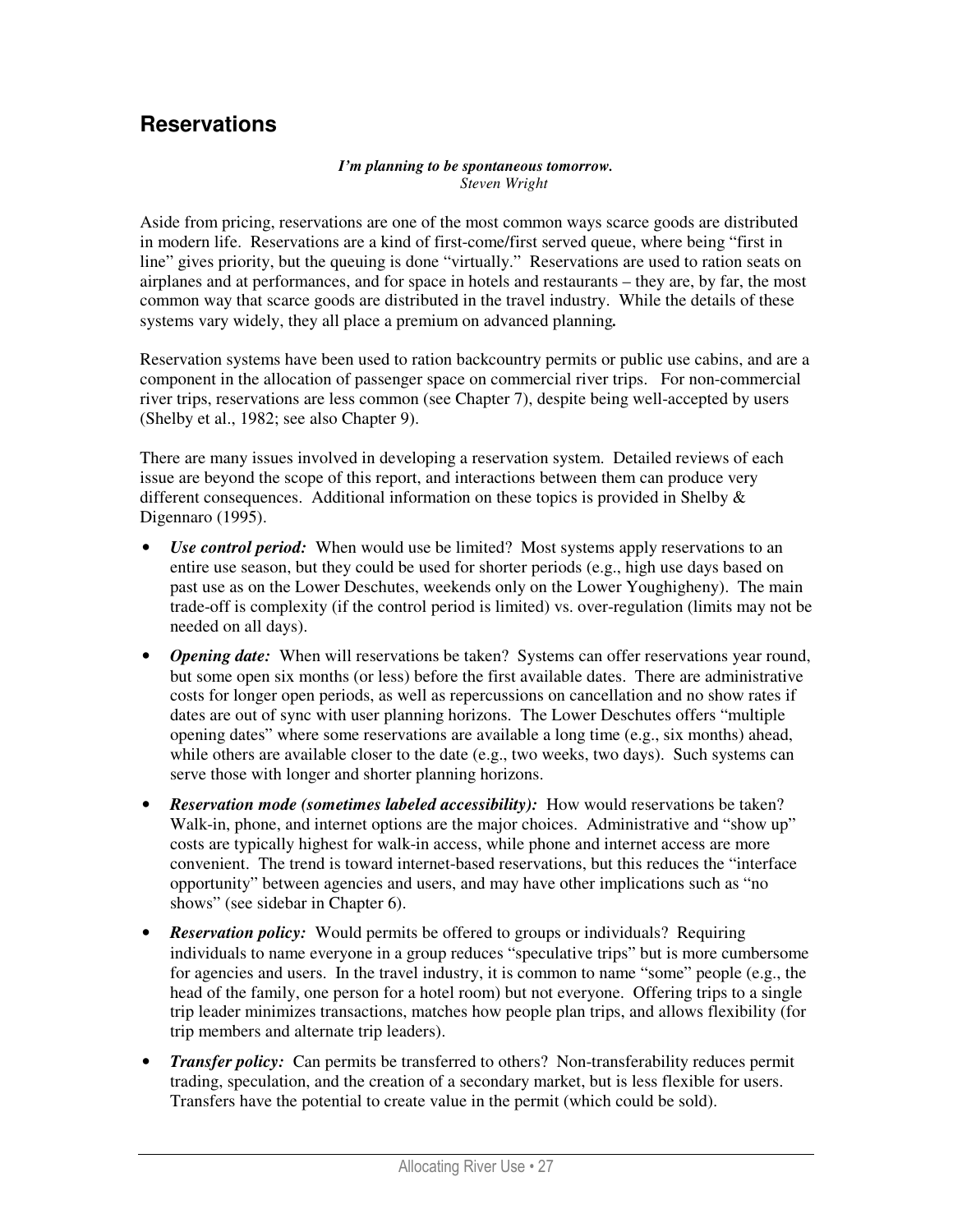## Reservations

***I'm planning to be spontaneous tomorrow.***
*Steven Wright*

Aside from pricing, reservations are one of the most common ways scarce goods are distributed in modern life. Reservations are a kind of first-come/first served queue, where being "first in line" gives priority, but the queuing is done "virtually." Reservations are used to ration seats on airplanes and at performances, and for space in hotels and restaurants – they are, by far, the most common way that scarce goods are distributed in the travel industry. While the details of these systems vary widely, they all place a premium on advanced planning**.**

Reservation systems have been used to ration backcountry permits or public use cabins, and are a component in the allocation of passenger space on commercial river trips. For non-commercial river trips, reservations are less common (see Chapter 7), despite being well-accepted by users (Shelby et al., 1982; see also Chapter 9).

There are many issues involved in developing a reservation system. Detailed reviews of each issue are beyond the scope of this report, and interactions between them can produce very different consequences. Additional information on these topics is provided in Shelby & Digennaro (1995).

- ***Use control period:*** When would use be limited? Most systems apply reservations to an entire use season, but they could be used for shorter periods (e.g., high use days based on past use as on the Lower Deschutes, weekends only on the Lower Youghigheny). The main trade-off is complexity (if the control period is limited) vs. over-regulation (limits may not be needed on all days).
- ***Opening date:*** When will reservations be taken? Systems can offer reservations year round, but some open six months (or less) before the first available dates. There are administrative costs for longer open periods, as well as repercussions on cancellation and no show rates if dates are out of sync with user planning horizons. The Lower Deschutes offers "multiple opening dates" where some reservations are available a long time (e.g., six months) ahead, while others are available closer to the date (e.g., two weeks, two days). Such systems can serve those with longer and shorter planning horizons.
- ***Reservation mode (sometimes labeled accessibility):*** How would reservations be taken? Walk-in, phone, and internet options are the major choices. Administrative and "show up" costs are typically highest for walk-in access, while phone and internet access are more convenient. The trend is toward internet-based reservations, but this reduces the "interface opportunity" between agencies and users, and may have other implications such as "no shows" (see sidebar in Chapter 6).
- ***Reservation policy:*** Would permits be offered to groups or individuals? Requiring individuals to name everyone in a group reduces "speculative trips" but is more cumbersome for agencies and users. In the travel industry, it is common to name "some" people (e.g., the head of the family, one person for a hotel room) but not everyone. Offering trips to a single trip leader minimizes transactions, matches how people plan trips, and allows flexibility (for trip members and alternate trip leaders).
- ***Transfer policy:*** Can permits be transferred to others? Non-transferability reduces permit trading, speculation, and the creation of a secondary market, but is less flexible for users. Transfers have the potential to create value in the permit (which could be sold).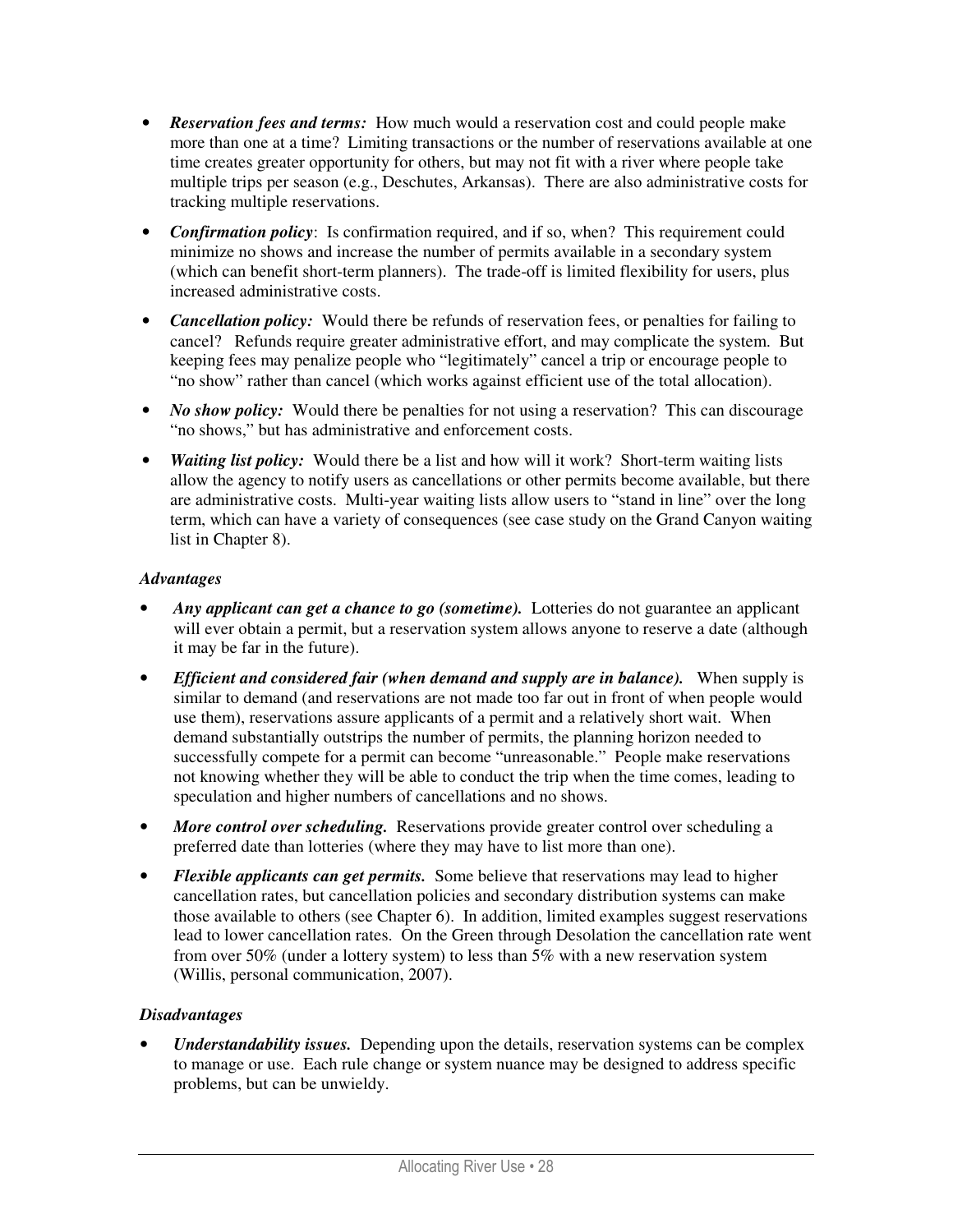- ***Reservation fees and terms:*** How much would a reservation cost and could people make more than one at a time? Limiting transactions or the number of reservations available at one time creates greater opportunity for others, but may not fit with a river where people take multiple trips per season (e.g., Deschutes, Arkansas). There are also administrative costs for tracking multiple reservations.
- ***Confirmation policy***: Is confirmation required, and if so, when? This requirement could minimize no shows and increase the number of permits available in a secondary system (which can benefit short-term planners). The trade-off is limited flexibility for users, plus increased administrative costs.
- ***Cancellation policy:*** Would there be refunds of reservation fees, or penalties for failing to cancel? Refunds require greater administrative effort, and may complicate the system. But keeping fees may penalize people who "legitimately" cancel a trip or encourage people to "no show" rather than cancel (which works against efficient use of the total allocation).
- ***No show policy:*** Would there be penalties for not using a reservation? This can discourage "no shows," but has administrative and enforcement costs.
- ***Waiting list policy:*** Would there be a list and how will it work? Short-term waiting lists allow the agency to notify users as cancellations or other permits become available, but there are administrative costs. Multi-year waiting lists allow users to "stand in line" over the long term, which can have a variety of consequences (see case study on the Grand Canyon waiting list in Chapter 8).

*Advantages*

- ***Any applicant can get a chance to go (sometime).*** Lotteries do not guarantee an applicant will ever obtain a permit, but a reservation system allows anyone to reserve a date (although it may be far in the future).
- ***Efficient and considered fair (when demand and supply are in balance).*** When supply is similar to demand (and reservations are not made too far out in front of when people would use them), reservations assure applicants of a permit and a relatively short wait. When demand substantially outstrips the number of permits, the planning horizon needed to successfully compete for a permit can become "unreasonable." People make reservations not knowing whether they will be able to conduct the trip when the time comes, leading to speculation and higher numbers of cancellations and no shows.
- ***More control over scheduling.*** Reservations provide greater control over scheduling a preferred date than lotteries (where they may have to list more than one).
- ***Flexible applicants can get permits.*** Some believe that reservations may lead to higher cancellation rates, but cancellation policies and secondary distribution systems can make those available to others (see Chapter 6). In addition, limited examples suggest reservations lead to lower cancellation rates. On the Green through Desolation the cancellation rate went from over 50% (under a lottery system) to less than 5% with a new reservation system (Willis, personal communication, 2007).

*Disadvantages*

- ***Understandability issues.*** Depending upon the details, reservation systems can be complex to manage or use. Each rule change or system nuance may be designed to address specific problems, but can be unwieldy.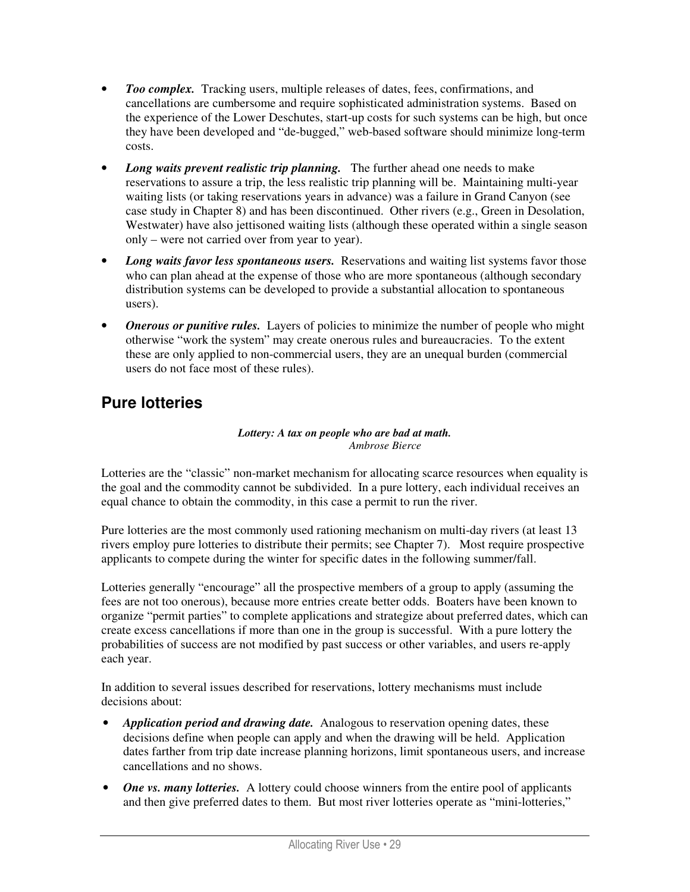- ***Too complex.*** Tracking users, multiple releases of dates, fees, confirmations, and cancellations are cumbersome and require sophisticated administration systems. Based on the experience of the Lower Deschutes, start-up costs for such systems can be high, but once they have been developed and "de-bugged," web-based software should minimize long-term costs.
- ***Long waits prevent realistic trip planning.*** The further ahead one needs to make reservations to assure a trip, the less realistic trip planning will be. Maintaining multi-year waiting lists (or taking reservations years in advance) was a failure in Grand Canyon (see case study in Chapter 8) and has been discontinued. Other rivers (e.g., Green in Desolation, Westwater) have also jettisoned waiting lists (although these operated within a single season only – were not carried over from year to year).
- ***Long waits favor less spontaneous users.*** Reservations and waiting list systems favor those who can plan ahead at the expense of those who are more spontaneous (although secondary distribution systems can be developed to provide a substantial allocation to spontaneous users).
- ***Onerous or punitive rules.*** Layers of policies to minimize the number of people who might otherwise "work the system" may create onerous rules and bureaucracies. To the extent these are only applied to non-commercial users, they are an unequal burden (commercial users do not face most of these rules).

## Pure lotteries

***Lottery: A tax on people who are bad at math.***
*Ambrose Bierce*

Lotteries are the "classic" non-market mechanism for allocating scarce resources when equality is the goal and the commodity cannot be subdivided. In a pure lottery, each individual receives an equal chance to obtain the commodity, in this case a permit to run the river.

Pure lotteries are the most commonly used rationing mechanism on multi-day rivers (at least 13 rivers employ pure lotteries to distribute their permits; see Chapter 7). Most require prospective applicants to compete during the winter for specific dates in the following summer/fall.

Lotteries generally "encourage" all the prospective members of a group to apply (assuming the fees are not too onerous), because more entries create better odds. Boaters have been known to organize "permit parties" to complete applications and strategize about preferred dates, which can create excess cancellations if more than one in the group is successful. With a pure lottery the probabilities of success are not modified by past success or other variables, and users re-apply each year.

In addition to several issues described for reservations, lottery mechanisms must include decisions about:

- ***Application period and drawing date.*** Analogous to reservation opening dates, these decisions define when people can apply and when the drawing will be held. Application dates farther from trip date increase planning horizons, limit spontaneous users, and increase cancellations and no shows.
- ***One vs. many lotteries.*** A lottery could choose winners from the entire pool of applicants and then give preferred dates to them. But most river lotteries operate as "mini-lotteries,"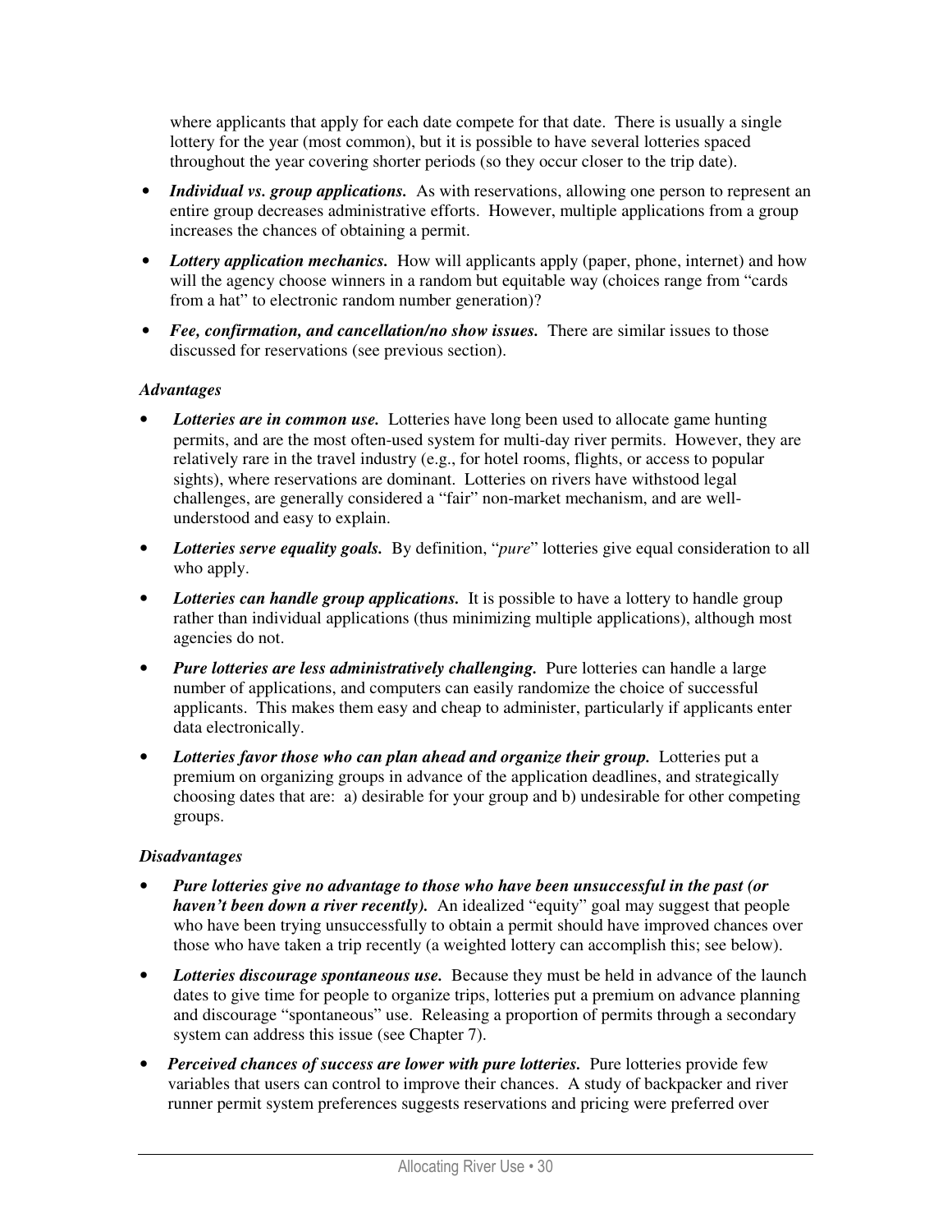where applicants that apply for each date compete for that date. There is usually a single lottery for the year (most common), but it is possible to have several lotteries spaced throughout the year covering shorter periods (so they occur closer to the trip date).

- ***Individual vs. group applications.*** As with reservations, allowing one person to represent an entire group decreases administrative efforts. However, multiple applications from a group increases the chances of obtaining a permit.
- ***Lottery application mechanics.*** How will applicants apply (paper, phone, internet) and how will the agency choose winners in a random but equitable way (choices range from "cards from a hat" to electronic random number generation)?
- ***Fee, confirmation, and cancellation/no show issues.*** There are similar issues to those discussed for reservations (see previous section).

*Advantages*

- ***Lotteries are in common use.*** Lotteries have long been used to allocate game hunting permits, and are the most often-used system for multi-day river permits. However, they are relatively rare in the travel industry (e.g., for hotel rooms, flights, or access to popular sights), where reservations are dominant. Lotteries on rivers have withstood legal challenges, are generally considered a "fair" non-market mechanism, and are well-understood and easy to explain.
- ***Lotteries serve equality goals.*** By definition, "*pure*" lotteries give equal consideration to all who apply.
- ***Lotteries can handle group applications.*** It is possible to have a lottery to handle group rather than individual applications (thus minimizing multiple applications), although most agencies do not.
- ***Pure lotteries are less administratively challenging.*** Pure lotteries can handle a large number of applications, and computers can easily randomize the choice of successful applicants. This makes them easy and cheap to administer, particularly if applicants enter data electronically.
- ***Lotteries favor those who can plan ahead and organize their group.*** Lotteries put a premium on organizing groups in advance of the application deadlines, and strategically choosing dates that are: a) desirable for your group and b) undesirable for other competing groups.

*Disadvantages*

- ***Pure lotteries give no advantage to those who have been unsuccessful in the past (or haven't been down a river recently).*** An idealized "equity" goal may suggest that people who have been trying unsuccessfully to obtain a permit should have improved chances over those who have taken a trip recently (a weighted lottery can accomplish this; see below).
- ***Lotteries discourage spontaneous use.*** Because they must be held in advance of the launch dates to give time for people to organize trips, lotteries put a premium on advance planning and discourage "spontaneous" use. Releasing a proportion of permits through a secondary system can address this issue (see Chapter 7).
- ***Perceived chances of success are lower with pure lotteries.*** Pure lotteries provide few variables that users can control to improve their chances. A study of backpacker and river runner permit system preferences suggests reservations and pricing were preferred over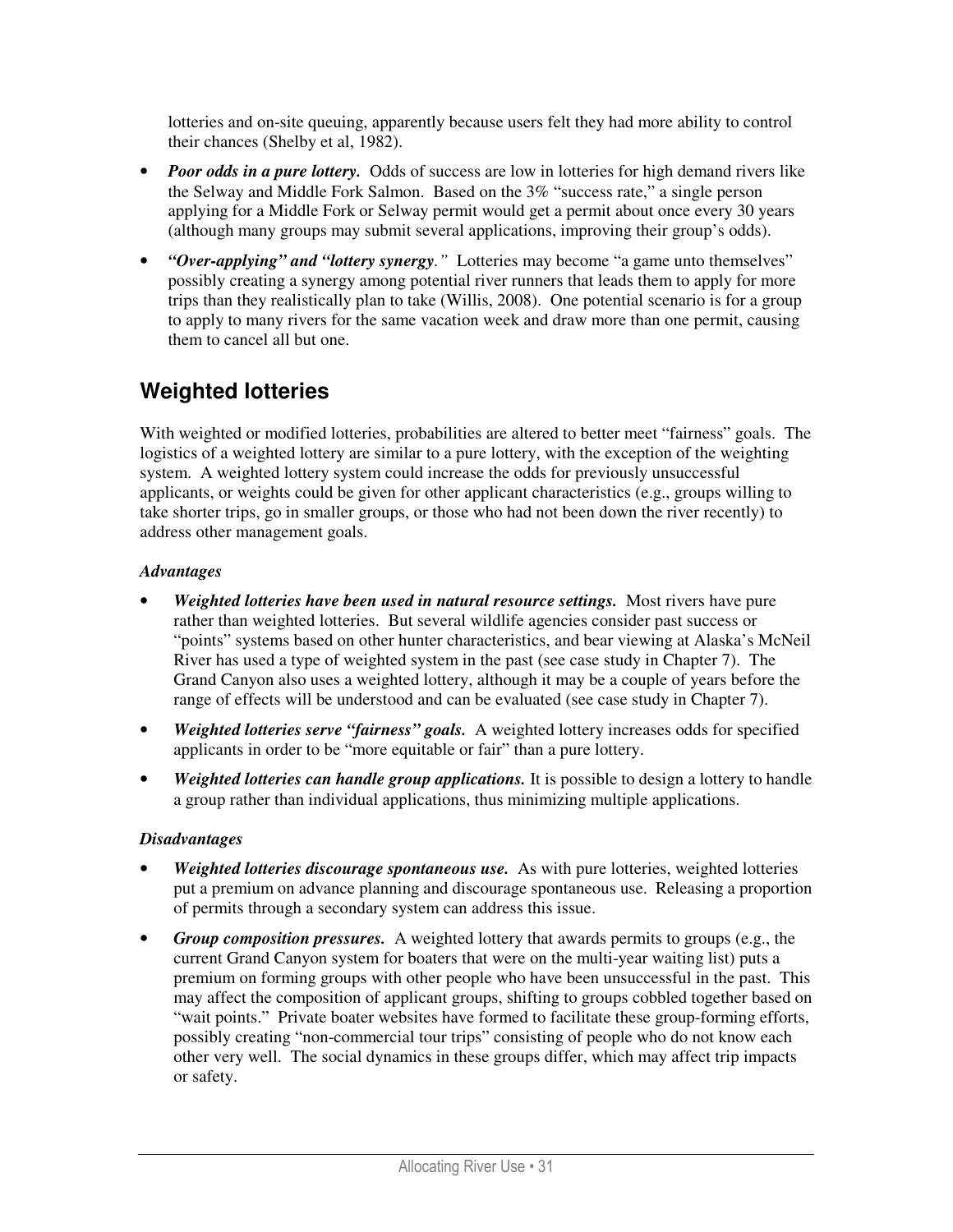lotteries and on-site queuing, apparently because users felt they had more ability to control their chances (Shelby et al, 1982).

- ***Poor odds in a pure lottery.*** Odds of success are low in lotteries for high demand rivers like the Selway and Middle Fork Salmon. Based on the 3% "success rate," a single person applying for a Middle Fork or Selway permit would get a permit about once every 30 years (although many groups may submit several applications, improving their group's odds).
- ***"Over-applying" and "lottery synergy."*** Lotteries may become "a game unto themselves" possibly creating a synergy among potential river runners that leads them to apply for more trips than they realistically plan to take (Willis, 2008). One potential scenario is for a group to apply to many rivers for the same vacation week and draw more than one permit, causing them to cancel all but one.

## Weighted lotteries

With weighted or modified lotteries, probabilities are altered to better meet "fairness" goals. The logistics of a weighted lottery are similar to a pure lottery, with the exception of the weighting system. A weighted lottery system could increase the odds for previously unsuccessful applicants, or weights could be given for other applicant characteristics (e.g., groups willing to take shorter trips, go in smaller groups, or those who had not been down the river recently) to address other management goals.

### *Advantages*

- ***Weighted lotteries have been used in natural resource settings.*** Most rivers have pure rather than weighted lotteries. But several wildlife agencies consider past success or "points" systems based on other hunter characteristics, and bear viewing at Alaska's McNeil River has used a type of weighted system in the past (see case study in Chapter 7). The Grand Canyon also uses a weighted lottery, although it may be a couple of years before the range of effects will be understood and can be evaluated (see case study in Chapter 7).
- ***Weighted lotteries serve "fairness" goals.*** A weighted lottery increases odds for specified applicants in order to be "more equitable or fair" than a pure lottery.
- ***Weighted lotteries can handle group applications.*** It is possible to design a lottery to handle a group rather than individual applications, thus minimizing multiple applications.

### *Disadvantages*

- ***Weighted lotteries discourage spontaneous use.*** As with pure lotteries, weighted lotteries put a premium on advance planning and discourage spontaneous use. Releasing a proportion of permits through a secondary system can address this issue.
- ***Group composition pressures.*** A weighted lottery that awards permits to groups (e.g., the current Grand Canyon system for boaters that were on the multi-year waiting list) puts a premium on forming groups with other people who have been unsuccessful in the past. This may affect the composition of applicant groups, shifting to groups cobbled together based on "wait points." Private boater websites have formed to facilitate these group-forming efforts, possibly creating "non-commercial tour trips" consisting of people who do not know each other very well. The social dynamics in these groups differ, which may affect trip impacts or safety.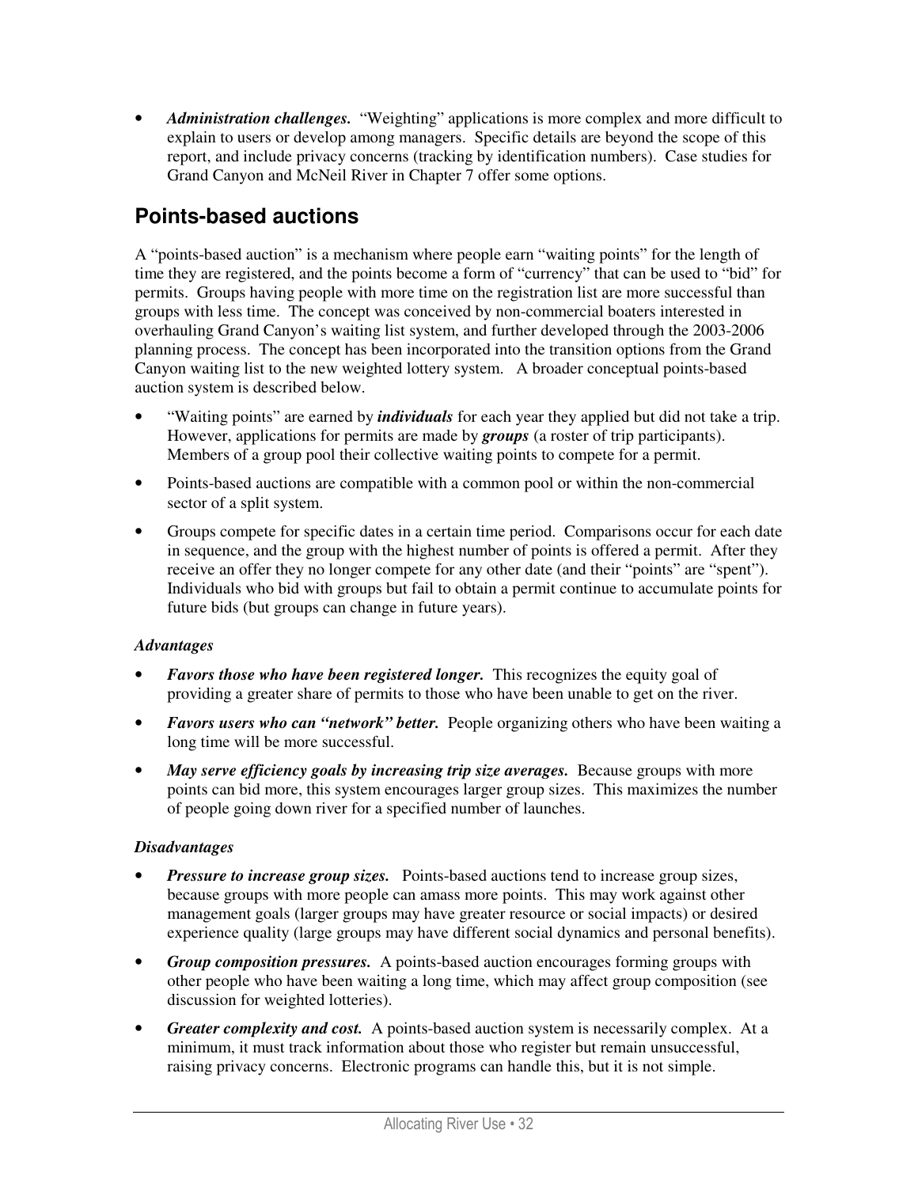- ***Administration challenges.*** "Weighting" applications is more complex and more difficult to explain to users or develop among managers. Specific details are beyond the scope of this report, and include privacy concerns (tracking by identification numbers). Case studies for Grand Canyon and McNeil River in Chapter 7 offer some options.

## Points-based auctions

A "points-based auction" is a mechanism where people earn "waiting points" for the length of time they are registered, and the points become a form of "currency" that can be used to "bid" for permits. Groups having people with more time on the registration list are more successful than groups with less time. The concept was conceived by non-commercial boaters interested in overhauling Grand Canyon's waiting list system, and further developed through the 2003-2006 planning process. The concept has been incorporated into the transition options from the Grand Canyon waiting list to the new weighted lottery system. A broader conceptual points-based auction system is described below.

- "Waiting points" are earned by ***individuals*** for each year they applied but did not take a trip. However, applications for permits are made by ***groups*** (a roster of trip participants). Members of a group pool their collective waiting points to compete for a permit.
- Points-based auctions are compatible with a common pool or within the non-commercial sector of a split system.
- Groups compete for specific dates in a certain time period. Comparisons occur for each date in sequence, and the group with the highest number of points is offered a permit. After they receive an offer they no longer compete for any other date (and their "points" are "spent"). Individuals who bid with groups but fail to obtain a permit continue to accumulate points for future bids (but groups can change in future years).

### *Advantages*

- ***Favors those who have been registered longer.*** This recognizes the equity goal of providing a greater share of permits to those who have been unable to get on the river.
- ***Favors users who can "network" better.*** People organizing others who have been waiting a long time will be more successful.
- ***May serve efficiency goals by increasing trip size averages.*** Because groups with more points can bid more, this system encourages larger group sizes. This maximizes the number of people going down river for a specified number of launches.

### *Disadvantages*

- ***Pressure to increase group sizes.*** Points-based auctions tend to increase group sizes, because groups with more people can amass more points. This may work against other management goals (larger groups may have greater resource or social impacts) or desired experience quality (large groups may have different social dynamics and personal benefits).
- ***Group composition pressures.*** A points-based auction encourages forming groups with other people who have been waiting a long time, which may affect group composition (see discussion for weighted lotteries).
- ***Greater complexity and cost.*** A points-based auction system is necessarily complex. At a minimum, it must track information about those who register but remain unsuccessful, raising privacy concerns. Electronic programs can handle this, but it is not simple.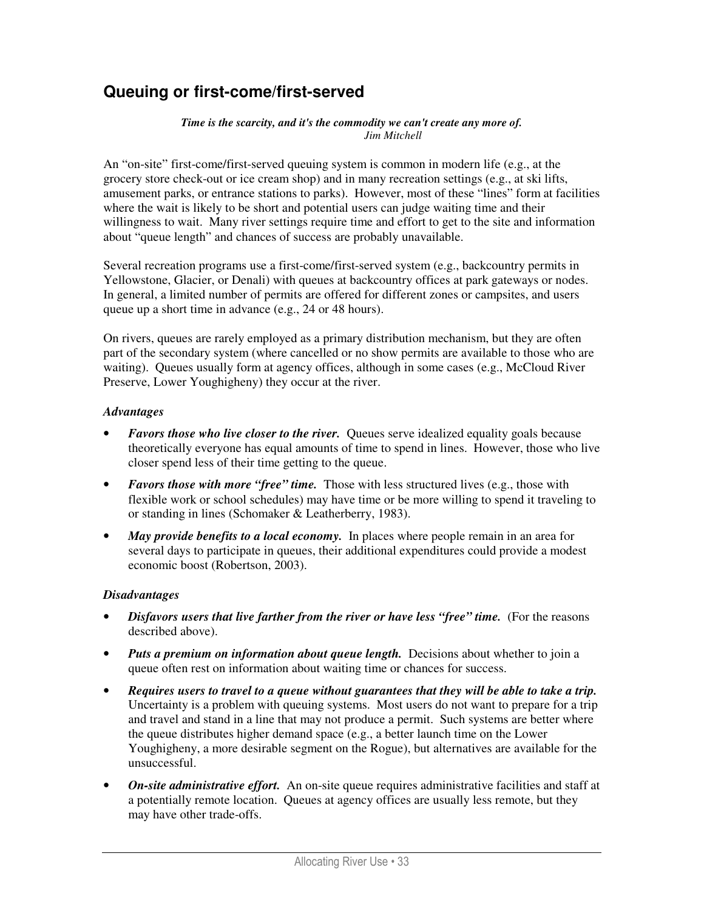## Queuing or first-come/first-served

***Time is the scarcity, and it's the commodity we can't create any more of.***
*Jim Mitchell*

An "on-site" first-come/first-served queuing system is common in modern life (e.g., at the grocery store check-out or ice cream shop) and in many recreation settings (e.g., at ski lifts, amusement parks, or entrance stations to parks). However, most of these "lines" form at facilities where the wait is likely to be short and potential users can judge waiting time and their willingness to wait. Many river settings require time and effort to get to the site and information about "queue length" and chances of success are probably unavailable.

Several recreation programs use a first-come/first-served system (e.g., backcountry permits in Yellowstone, Glacier, or Denali) with queues at backcountry offices at park gateways or nodes. In general, a limited number of permits are offered for different zones or campsites, and users queue up a short time in advance (e.g., 24 or 48 hours).

On rivers, queues are rarely employed as a primary distribution mechanism, but they are often part of the secondary system (where cancelled or no show permits are available to those who are waiting). Queues usually form at agency offices, although in some cases (e.g., McCloud River Preserve, Lower Youghigheny) they occur at the river.

### *Advantages*

- ***Favors those who live closer to the river.*** Queues serve idealized equality goals because theoretically everyone has equal amounts of time to spend in lines. However, those who live closer spend less of their time getting to the queue.
- ***Favors those with more "free" time.*** Those with less structured lives (e.g., those with flexible work or school schedules) may have time or be more willing to spend it traveling to or standing in lines (Schomaker & Leatherberry, 1983).
- ***May provide benefits to a local economy.*** In places where people remain in an area for several days to participate in queues, their additional expenditures could provide a modest economic boost (Robertson, 2003).

### *Disadvantages*

- ***Disfavors users that live farther from the river or have less "free" time.*** (For the reasons described above).
- ***Puts a premium on information about queue length.*** Decisions about whether to join a queue often rest on information about waiting time or chances for success.
- ***Requires users to travel to a queue without guarantees that they will be able to take a trip.*** Uncertainty is a problem with queuing systems. Most users do not want to prepare for a trip and travel and stand in a line that may not produce a permit. Such systems are better where the queue distributes higher demand space (e.g., a better launch time on the Lower Youghigheny, a more desirable segment on the Rogue), but alternatives are available for the unsuccessful.
- ***On-site administrative effort.*** An on-site queue requires administrative facilities and staff at a potentially remote location. Queues at agency offices are usually less remote, but they may have other trade-offs.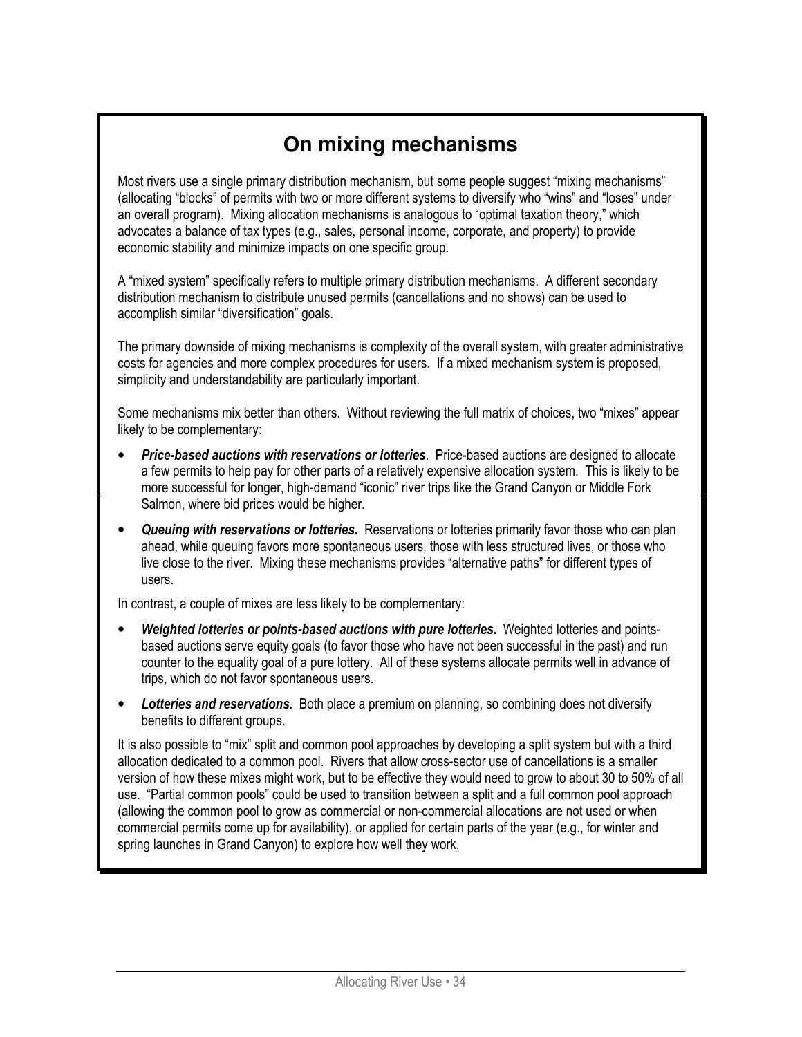## On mixing mechanisms

Most rivers use a single primary distribution mechanism, but some people suggest "mixing mechanisms" (allocating "blocks" of permits with two or more different systems to diversify who "wins" and "loses" under an overall program). Mixing allocation mechanisms is analogous to "optimal taxation theory," which advocates a balance of tax types (e.g., sales, personal income, corporate, and property) to provide economic stability and minimize impacts on one specific group.

A "mixed system" specifically refers to multiple primary distribution mechanisms. A different secondary distribution mechanism to distribute unused permits (cancellations and no shows) can be used to accomplish similar "diversification" goals.

The primary downside of mixing mechanisms is complexity of the overall system, with greater administrative costs for agencies and more complex procedures for users. If a mixed mechanism system is proposed, simplicity and understandability are particularly important.

Some mechanisms mix better than others. Without reviewing the full matrix of choices, two "mixes" appear likely to be complementary:

- ***Price-based auctions with reservations or lotteries***. Price-based auctions are designed to allocate a few permits to help pay for other parts of a relatively expensive allocation system. This is likely to be more successful for longer, high-demand "iconic" river trips like the Grand Canyon or Middle Fork Salmon, where bid prices would be higher.
- ***Queuing with reservations or lotteries.*** Reservations or lotteries primarily favor those who can plan ahead, while queuing favors more spontaneous users, those with less structured lives, or those who live close to the river. Mixing these mechanisms provides "alternative paths" for different types of users.

In contrast, a couple of mixes are less likely to be complementary:

- ***Weighted lotteries or points-based auctions with pure lotteries.*** Weighted lotteries and points-based auctions serve equity goals (to favor those who have not been successful in the past) and run counter to the equality goal of a pure lottery. All of these systems allocate permits well in advance of trips, which do not favor spontaneous users.
- ***Lotteries and reservations.*** Both place a premium on planning, so combining does not diversify benefits to different groups.

It is also possible to "mix" split and common pool approaches by developing a split system but with a third allocation dedicated to a common pool. Rivers that allow cross-sector use of cancellations is a smaller version of how these mixes might work, but to be effective they would need to grow to about 30 to 50% of all use. "Partial common pools" could be used to transition between a split and a full common pool approach (allowing the common pool to grow as commercial or non-commercial allocations are not used or when commercial permits come up for availability), or applied for certain parts of the year (e.g., for winter and spring launches in Grand Canyon) to explore how well they work.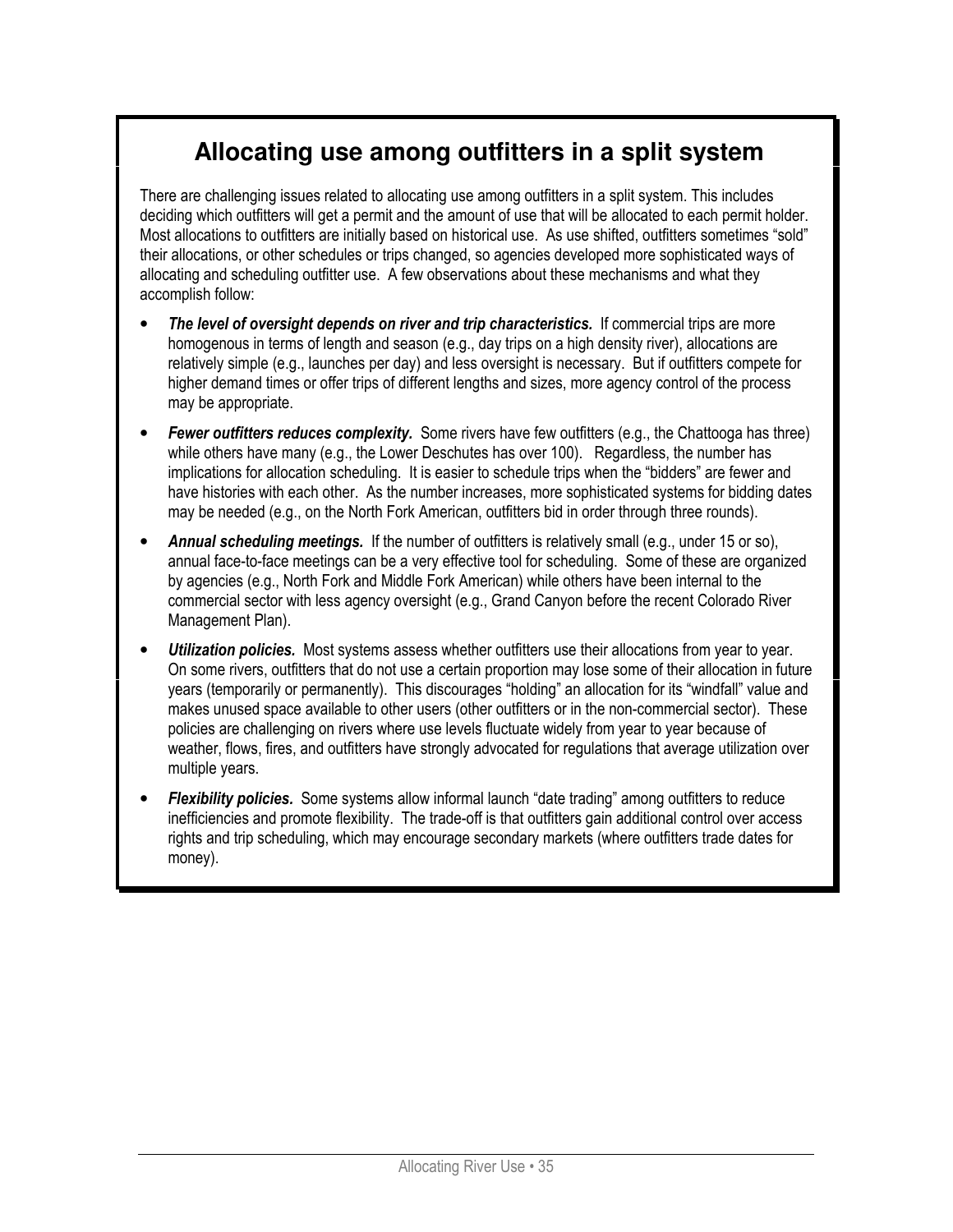## Allocating use among outfitters in a split system

There are challenging issues related to allocating use among outfitters in a split system. This includes deciding which outfitters will get a permit and the amount of use that will be allocated to each permit holder. Most allocations to outfitters are initially based on historical use. As use shifted, outfitters sometimes "sold" their allocations, or other schedules or trips changed, so agencies developed more sophisticated ways of allocating and scheduling outfitter use. A few observations about these mechanisms and what they accomplish follow:

- ***The level of oversight depends on river and trip characteristics.*** If commercial trips are more homogenous in terms of length and season (e.g., day trips on a high density river), allocations are relatively simple (e.g., launches per day) and less oversight is necessary. But if outfitters compete for higher demand times or offer trips of different lengths and sizes, more agency control of the process may be appropriate.
- ***Fewer outfitters reduces complexity.*** Some rivers have few outfitters (e.g., the Chattooga has three) while others have many (e.g., the Lower Deschutes has over 100). Regardless, the number has implications for allocation scheduling. It is easier to schedule trips when the "bidders" are fewer and have histories with each other. As the number increases, more sophisticated systems for bidding dates may be needed (e.g., on the North Fork American, outfitters bid in order through three rounds).
- ***Annual scheduling meetings.*** If the number of outfitters is relatively small (e.g., under 15 or so), annual face-to-face meetings can be a very effective tool for scheduling. Some of these are organized by agencies (e.g., North Fork and Middle Fork American) while others have been internal to the commercial sector with less agency oversight (e.g., Grand Canyon before the recent Colorado River Management Plan).
- ***Utilization policies.*** Most systems assess whether outfitters use their allocations from year to year. On some rivers, outfitters that do not use a certain proportion may lose some of their allocation in future years (temporarily or permanently). This discourages "holding" an allocation for its "windfall" value and makes unused space available to other users (other outfitters or in the non-commercial sector). These policies are challenging on rivers where use levels fluctuate widely from year to year because of weather, flows, fires, and outfitters have strongly advocated for regulations that average utilization over multiple years.
- ***Flexibility policies.*** Some systems allow informal launch "date trading" among outfitters to reduce inefficiencies and promote flexibility. The trade-off is that outfitters gain additional control over access rights and trip scheduling, which may encourage secondary markets (where outfitters trade dates for money).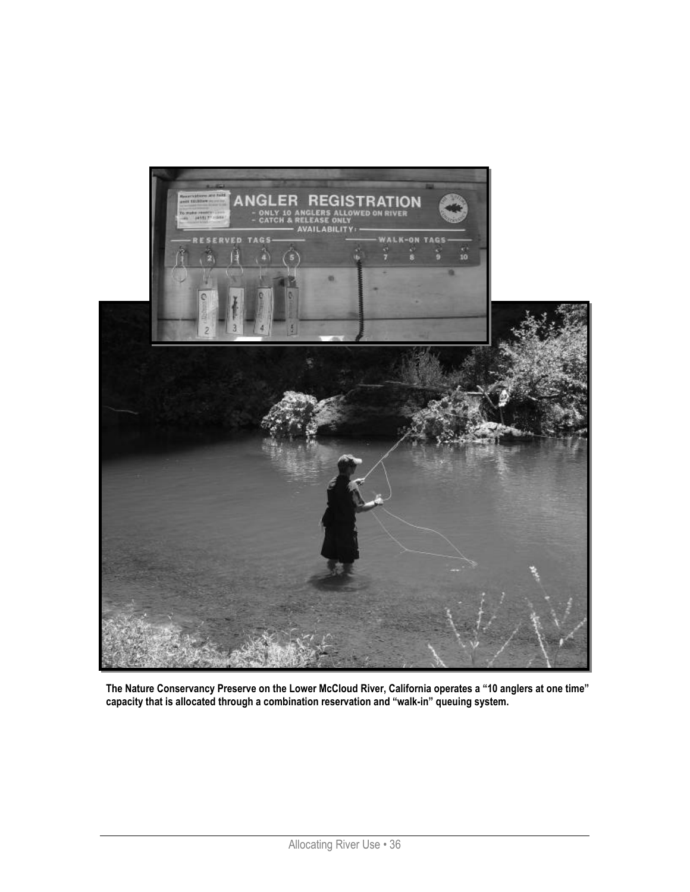**The Nature Conservancy Preserve on the Lower McCloud River, California operates a "10 anglers at one time" capacity that is allocated through a combination reservation and "walk-in" queuing system.**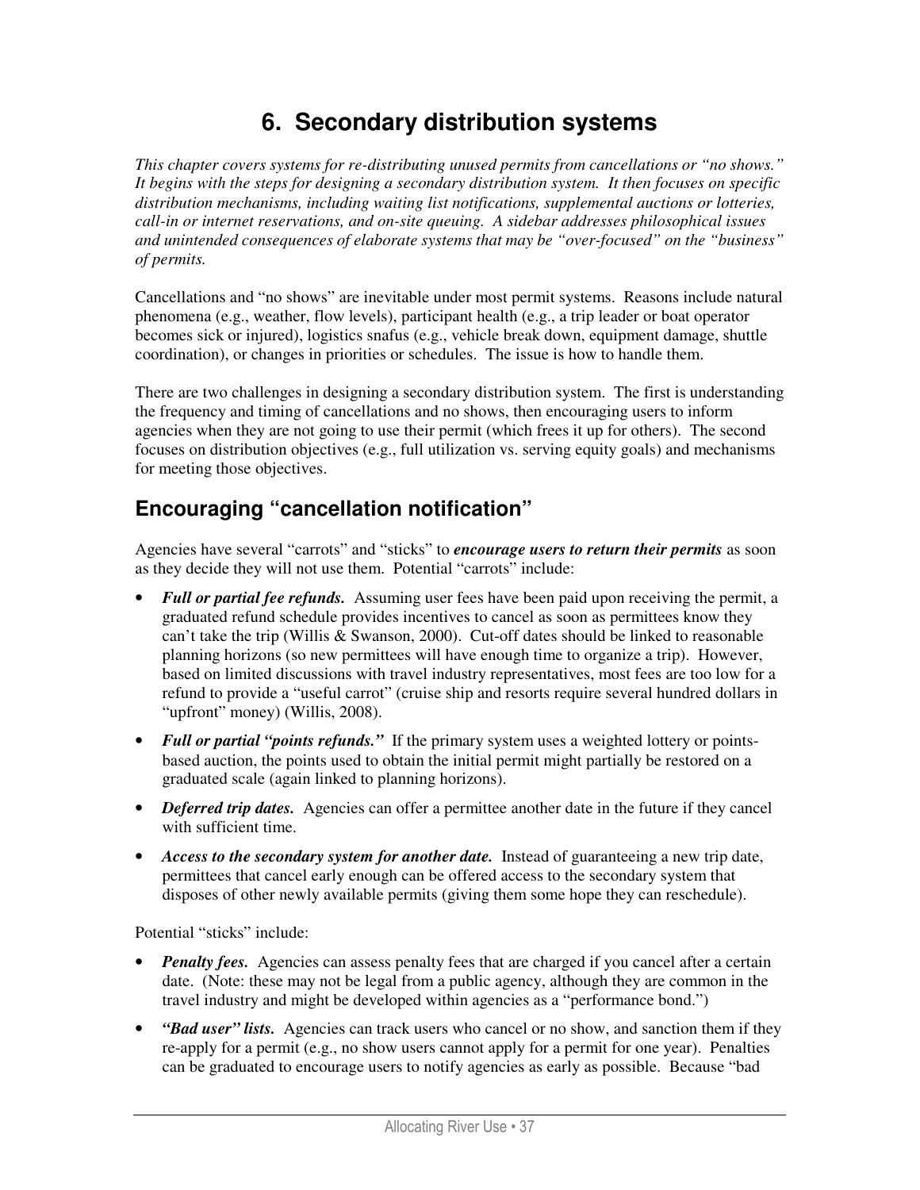# 6. Secondary distribution systems

*This chapter covers systems for re-distributing unused permits from cancellations or "no shows." It begins with the steps for designing a secondary distribution system. It then focuses on specific distribution mechanisms, including waiting list notifications, supplemental auctions or lotteries, call-in or internet reservations, and on-site queuing. A sidebar addresses philosophical issues and unintended consequences of elaborate systems that may be "over-focused" on the "business" of permits.*

Cancellations and "no shows" are inevitable under most permit systems. Reasons include natural phenomena (e.g., weather, flow levels), participant health (e.g., a trip leader or boat operator becomes sick or injured), logistics snafus (e.g., vehicle break down, equipment damage, shuttle coordination), or changes in priorities or schedules. The issue is how to handle them.

There are two challenges in designing a secondary distribution system. The first is understanding the frequency and timing of cancellations and no shows, then encouraging users to inform agencies when they are not going to use their permit (which frees it up for others). The second focuses on distribution objectives (e.g., full utilization vs. serving equity goals) and mechanisms for meeting those objectives.

## Encouraging "cancellation notification"

Agencies have several "carrots" and "sticks" to ***encourage users to return their permits*** as soon as they decide they will not use them. Potential "carrots" include:

- ***Full or partial fee refunds.*** Assuming user fees have been paid upon receiving the permit, a graduated refund schedule provides incentives to cancel as soon as permittees know they can't take the trip (Willis & Swanson, 2000). Cut-off dates should be linked to reasonable planning horizons (so new permittees will have enough time to organize a trip). However, based on limited discussions with travel industry representatives, most fees are too low for a refund to provide a "useful carrot" (cruise ship and resorts require several hundred dollars in "upfront" money) (Willis, 2008).
- ***Full or partial "points refunds."*** If the primary system uses a weighted lottery or points-based auction, the points used to obtain the initial permit might partially be restored on a graduated scale (again linked to planning horizons).
- ***Deferred trip dates.*** Agencies can offer a permittee another date in the future if they cancel with sufficient time.
- ***Access to the secondary system for another date.*** Instead of guaranteeing a new trip date, permittees that cancel early enough can be offered access to the secondary system that disposes of other newly available permits (giving them some hope they can reschedule).

Potential "sticks" include:

- ***Penalty fees.*** Agencies can assess penalty fees that are charged if you cancel after a certain date. (Note: these may not be legal from a public agency, although they are common in the travel industry and might be developed within agencies as a "performance bond.")
- ***"Bad user" lists.*** Agencies can track users who cancel or no show, and sanction them if they re-apply for a permit (e.g., no show users cannot apply for a permit for one year). Penalties can be graduated to encourage users to notify agencies as early as possible. Because "bad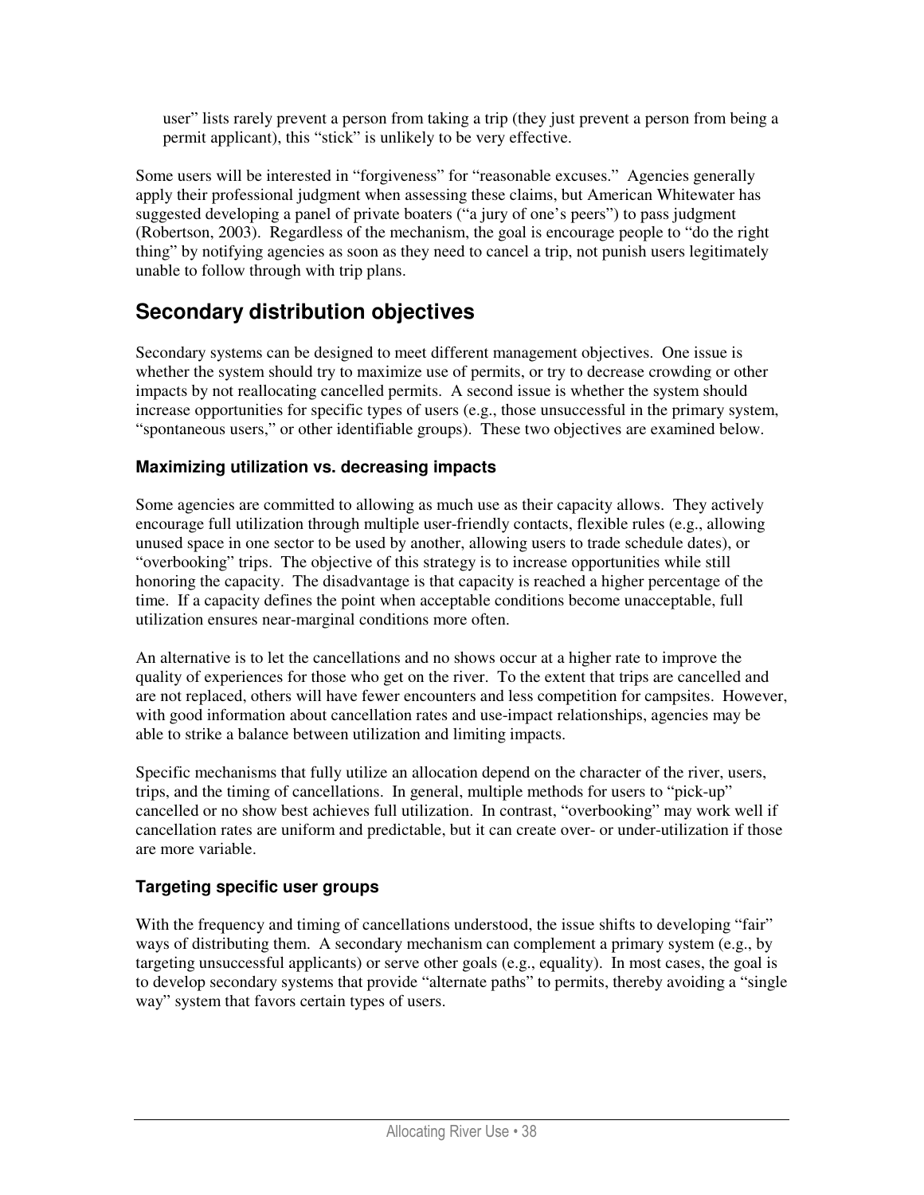user" lists rarely prevent a person from taking a trip (they just prevent a person from being a permit applicant), this "stick" is unlikely to be very effective.

Some users will be interested in "forgiveness" for "reasonable excuses." Agencies generally apply their professional judgment when assessing these claims, but American Whitewater has suggested developing a panel of private boaters ("a jury of one's peers") to pass judgment (Robertson, 2003). Regardless of the mechanism, the goal is encourage people to "do the right thing" by notifying agencies as soon as they need to cancel a trip, not punish users legitimately unable to follow through with trip plans.

## Secondary distribution objectives

Secondary systems can be designed to meet different management objectives. One issue is whether the system should try to maximize use of permits, or try to decrease crowding or other impacts by not reallocating cancelled permits. A second issue is whether the system should increase opportunities for specific types of users (e.g., those unsuccessful in the primary system, "spontaneous users," or other identifiable groups). These two objectives are examined below.

### Maximizing utilization vs. decreasing impacts

Some agencies are committed to allowing as much use as their capacity allows. They actively encourage full utilization through multiple user-friendly contacts, flexible rules (e.g., allowing unused space in one sector to be used by another, allowing users to trade schedule dates), or "overbooking" trips. The objective of this strategy is to increase opportunities while still honoring the capacity. The disadvantage is that capacity is reached a higher percentage of the time. If a capacity defines the point when acceptable conditions become unacceptable, full utilization ensures near-marginal conditions more often.

An alternative is to let the cancellations and no shows occur at a higher rate to improve the quality of experiences for those who get on the river. To the extent that trips are cancelled and are not replaced, others will have fewer encounters and less competition for campsites. However, with good information about cancellation rates and use-impact relationships, agencies may be able to strike a balance between utilization and limiting impacts.

Specific mechanisms that fully utilize an allocation depend on the character of the river, users, trips, and the timing of cancellations. In general, multiple methods for users to "pick-up" cancelled or no show best achieves full utilization. In contrast, "overbooking" may work well if cancellation rates are uniform and predictable, but it can create over- or under-utilization if those are more variable.

### Targeting specific user groups

With the frequency and timing of cancellations understood, the issue shifts to developing "fair" ways of distributing them. A secondary mechanism can complement a primary system (e.g., by targeting unsuccessful applicants) or serve other goals (e.g., equality). In most cases, the goal is to develop secondary systems that provide "alternate paths" to permits, thereby avoiding a "single way" system that favors certain types of users.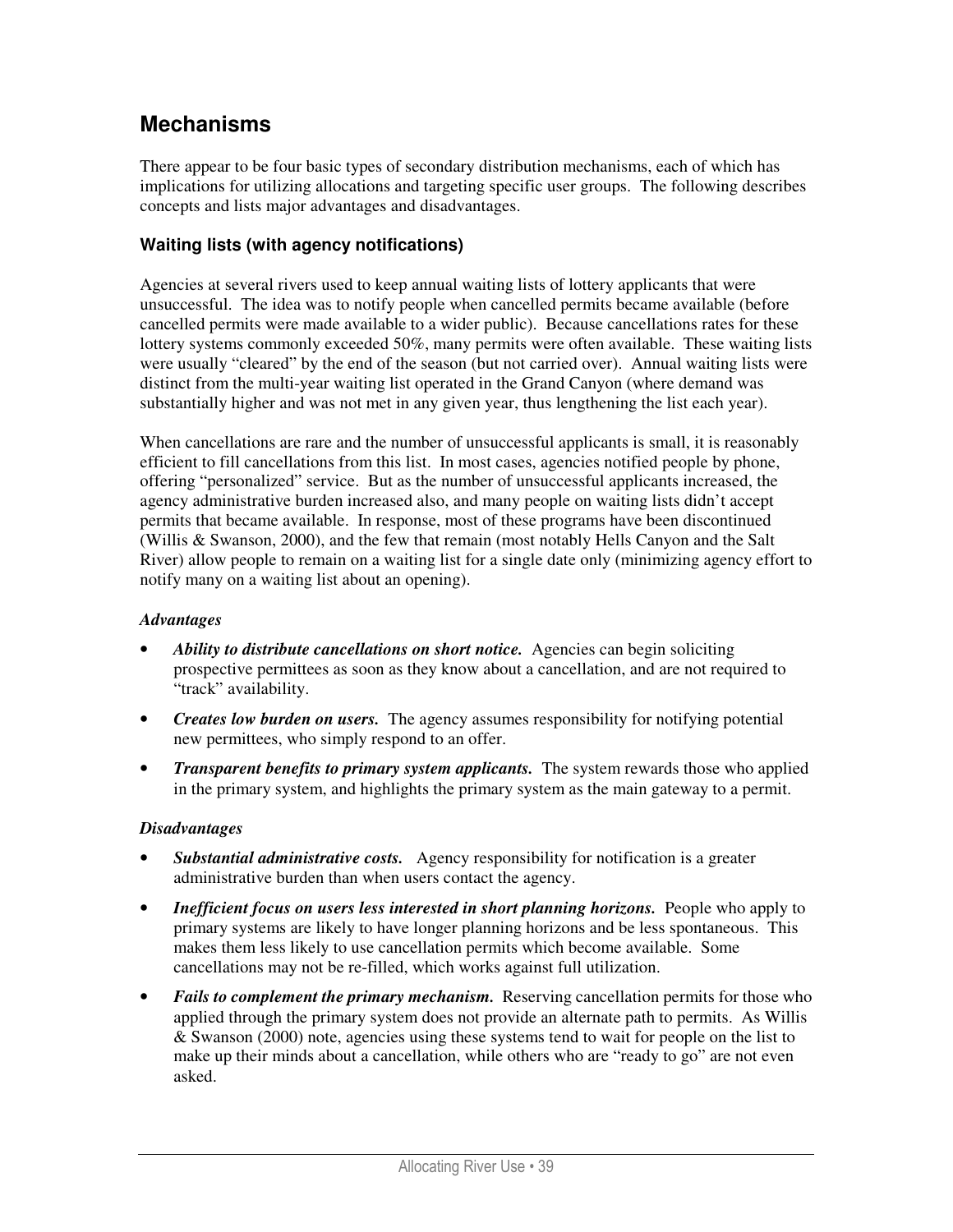## Mechanisms

There appear to be four basic types of secondary distribution mechanisms, each of which has implications for utilizing allocations and targeting specific user groups. The following describes concepts and lists major advantages and disadvantages.

### Waiting lists (with agency notifications)

Agencies at several rivers used to keep annual waiting lists of lottery applicants that were unsuccessful. The idea was to notify people when cancelled permits became available (before cancelled permits were made available to a wider public). Because cancellations rates for these lottery systems commonly exceeded 50%, many permits were often available. These waiting lists were usually "cleared" by the end of the season (but not carried over). Annual waiting lists were distinct from the multi-year waiting list operated in the Grand Canyon (where demand was substantially higher and was not met in any given year, thus lengthening the list each year).

When cancellations are rare and the number of unsuccessful applicants is small, it is reasonably efficient to fill cancellations from this list. In most cases, agencies notified people by phone, offering "personalized" service. But as the number of unsuccessful applicants increased, the agency administrative burden increased also, and many people on waiting lists didn't accept permits that became available. In response, most of these programs have been discontinued (Willis & Swanson, 2000), and the few that remain (most notably Hells Canyon and the Salt River) allow people to remain on a waiting list for a single date only (minimizing agency effort to notify many on a waiting list about an opening).

#### *Advantages*

- ***Ability to distribute cancellations on short notice.*** Agencies can begin soliciting prospective permittees as soon as they know about a cancellation, and are not required to "track" availability.
- ***Creates low burden on users.*** The agency assumes responsibility for notifying potential new permittees, who simply respond to an offer.
- ***Transparent benefits to primary system applicants.*** The system rewards those who applied in the primary system, and highlights the primary system as the main gateway to a permit.

#### *Disadvantages*

- ***Substantial administrative costs.*** Agency responsibility for notification is a greater administrative burden than when users contact the agency.
- ***Inefficient focus on users less interested in short planning horizons.*** People who apply to primary systems are likely to have longer planning horizons and be less spontaneous. This makes them less likely to use cancellation permits which become available. Some cancellations may not be re-filled, which works against full utilization.
- ***Fails to complement the primary mechanism.*** Reserving cancellation permits for those who applied through the primary system does not provide an alternate path to permits. As Willis & Swanson (2000) note, agencies using these systems tend to wait for people on the list to make up their minds about a cancellation, while others who are "ready to go" are not even asked.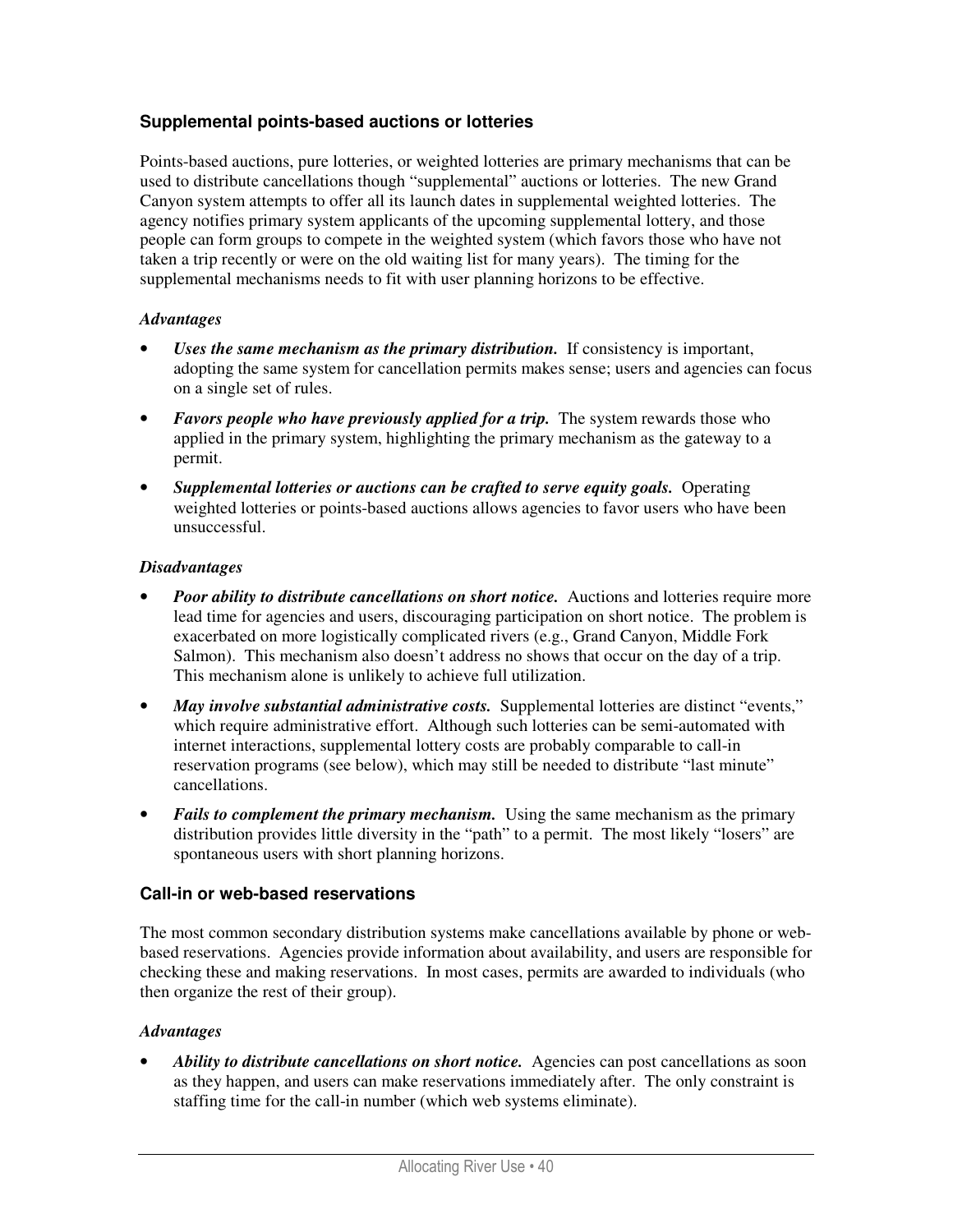### Supplemental points-based auctions or lotteries

Points-based auctions, pure lotteries, or weighted lotteries are primary mechanisms that can be used to distribute cancellations though "supplemental" auctions or lotteries. The new Grand Canyon system attempts to offer all its launch dates in supplemental weighted lotteries. The agency notifies primary system applicants of the upcoming supplemental lottery, and those people can form groups to compete in the weighted system (which favors those who have not taken a trip recently or were on the old waiting list for many years). The timing for the supplemental mechanisms needs to fit with user planning horizons to be effective.

*Advantages*

- ***Uses the same mechanism as the primary distribution.*** If consistency is important, adopting the same system for cancellation permits makes sense; users and agencies can focus on a single set of rules.
- ***Favors people who have previously applied for a trip.*** The system rewards those who applied in the primary system, highlighting the primary mechanism as the gateway to a permit.
- ***Supplemental lotteries or auctions can be crafted to serve equity goals.*** Operating weighted lotteries or points-based auctions allows agencies to favor users who have been unsuccessful.

*Disadvantages*

- ***Poor ability to distribute cancellations on short notice.*** Auctions and lotteries require more lead time for agencies and users, discouraging participation on short notice. The problem is exacerbated on more logistically complicated rivers (e.g., Grand Canyon, Middle Fork Salmon). This mechanism also doesn't address no shows that occur on the day of a trip. This mechanism alone is unlikely to achieve full utilization.
- ***May involve substantial administrative costs.*** Supplemental lotteries are distinct "events," which require administrative effort. Although such lotteries can be semi-automated with internet interactions, supplemental lottery costs are probably comparable to call-in reservation programs (see below), which may still be needed to distribute "last minute" cancellations.
- ***Fails to complement the primary mechanism.*** Using the same mechanism as the primary distribution provides little diversity in the "path" to a permit. The most likely "losers" are spontaneous users with short planning horizons.

### Call-in or web-based reservations

The most common secondary distribution systems make cancellations available by phone or web-based reservations. Agencies provide information about availability, and users are responsible for checking these and making reservations. In most cases, permits are awarded to individuals (who then organize the rest of their group).

*Advantages*

- ***Ability to distribute cancellations on short notice.*** Agencies can post cancellations as soon as they happen, and users can make reservations immediately after. The only constraint is staffing time for the call-in number (which web systems eliminate).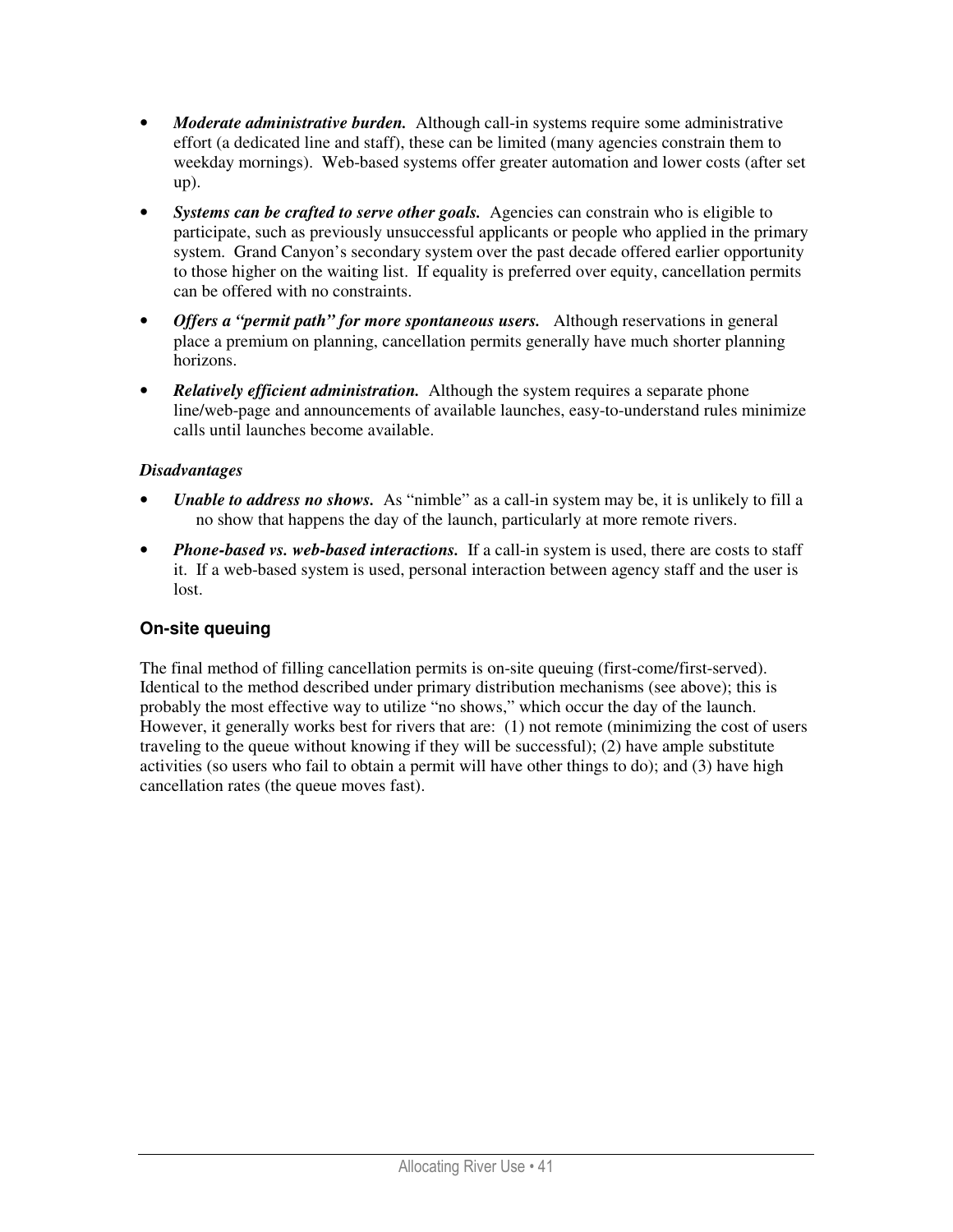- ***Moderate administrative burden.*** Although call-in systems require some administrative effort (a dedicated line and staff), these can be limited (many agencies constrain them to weekday mornings). Web-based systems offer greater automation and lower costs (after set up).
- ***Systems can be crafted to serve other goals.*** Agencies can constrain who is eligible to participate, such as previously unsuccessful applicants or people who applied in the primary system. Grand Canyon's secondary system over the past decade offered earlier opportunity to those higher on the waiting list. If equality is preferred over equity, cancellation permits can be offered with no constraints.
- ***Offers a "permit path" for more spontaneous users.*** Although reservations in general place a premium on planning, cancellation permits generally have much shorter planning horizons.
- ***Relatively efficient administration.*** Although the system requires a separate phone line/web-page and announcements of available launches, easy-to-understand rules minimize calls until launches become available.

*Disadvantages*

- ***Unable to address no shows.*** As "nimble" as a call-in system may be, it is unlikely to fill a no show that happens the day of the launch, particularly at more remote rivers.
- ***Phone-based vs. web-based interactions.*** If a call-in system is used, there are costs to staff it. If a web-based system is used, personal interaction between agency staff and the user is lost.

### On-site queuing

The final method of filling cancellation permits is on-site queuing (first-come/first-served). Identical to the method described under primary distribution mechanisms (see above); this is probably the most effective way to utilize "no shows," which occur the day of the launch. However, it generally works best for rivers that are: (1) not remote (minimizing the cost of users traveling to the queue without knowing if they will be successful); (2) have ample substitute activities (so users who fail to obtain a permit will have other things to do); and (3) have high cancellation rates (the queue moves fast).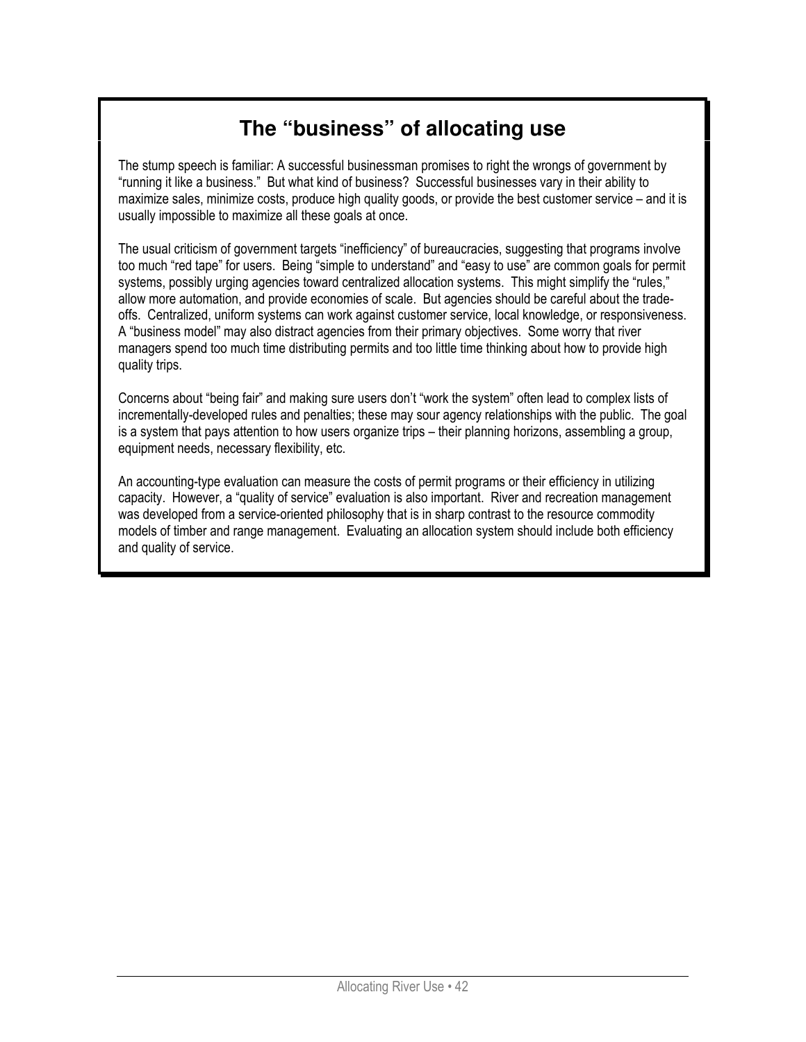## The “business” of allocating use

The stump speech is familiar: A successful businessman promises to right the wrongs of government by “running it like a business.” But what kind of business? Successful businesses vary in their ability to maximize sales, minimize costs, produce high quality goods, or provide the best customer service – and it is usually impossible to maximize all these goals at once.

The usual criticism of government targets “inefficiency” of bureaucracies, suggesting that programs involve too much “red tape” for users. Being “simple to understand” and “easy to use” are common goals for permit systems, possibly urging agencies toward centralized allocation systems. This might simplify the “rules,” allow more automation, and provide economies of scale. But agencies should be careful about the trade-offs. Centralized, uniform systems can work against customer service, local knowledge, or responsiveness. A “business model” may also distract agencies from their primary objectives. Some worry that river managers spend too much time distributing permits and too little time thinking about how to provide high quality trips.

Concerns about “being fair” and making sure users don’t “work the system” often lead to complex lists of incrementally-developed rules and penalties; these may sour agency relationships with the public. The goal is a system that pays attention to how users organize trips – their planning horizons, assembling a group, equipment needs, necessary flexibility, etc.

An accounting-type evaluation can measure the costs of permit programs or their efficiency in utilizing capacity. However, a “quality of service” evaluation is also important. River and recreation management was developed from a service-oriented philosophy that is in sharp contrast to the resource commodity models of timber and range management. Evaluating an allocation system should include both efficiency and quality of service.